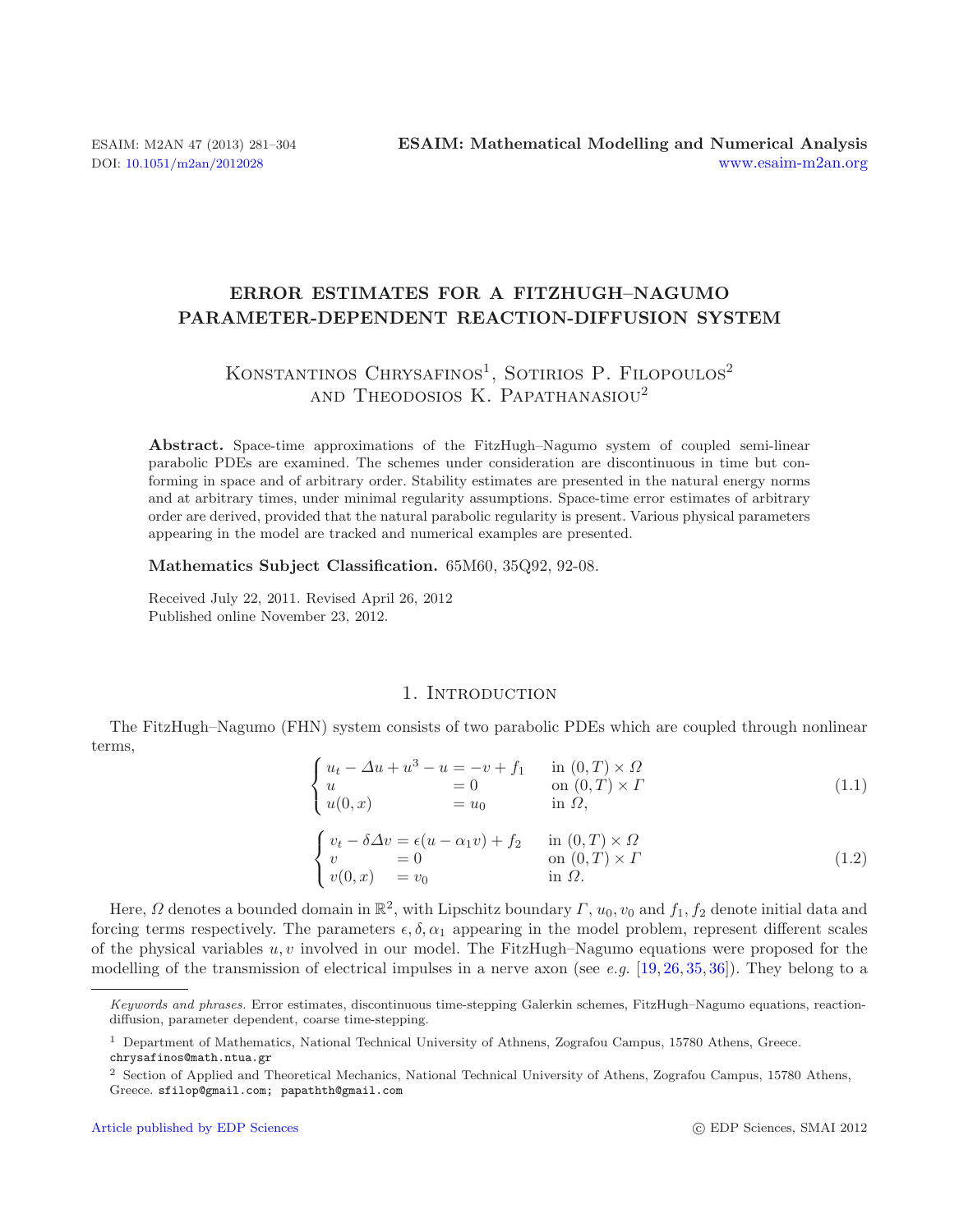# ERROR ESTIMATES FOR A FITZHUGH–NAGUMO PARAMETER-DEPENDENT REACTION-DIFFUSION SYSTEM

Konstantinos Chrysafinos[1], Sotirios P. Filopoulos[2] and Theodosios K. Papathanasiou[2]

**Abstract.** Space-time approximations of the FitzHugh–Nagumo system of coupled semi-linear parabolic PDEs are examined. The schemes under consideration are discontinuous in time but conforming in space and of arbitrary order. Stability estimates are presented in the natural energy norms and at arbitrary times, under minimal regularity assumptions. Space-time error estimates of arbitrary order are derived, provided that the natural parabolic regularity is present. Various physical parameters appearing in the model are tracked and numerical examples are presented.

**Mathematics Subject Classification.** 65M60, 35Q92, 92-08.

Received July 22, 2011. Revised April 26, 2012
Published online November 23, 2012.

## 1. Introduction

The FitzHugh–Nagumo (FHN) system consists of two parabolic PDEs which are coupled through nonlinear terms,

$$\begin{cases} u_t - \Delta u + u^3 - u = -v + f_1 & \text{in } (0,T) \times \Omega \\ u = 0 & \text{on } (0,T) \times \Gamma \\ u(0,x) = u_0 & \text{in } \Omega, \end{cases} \tag{1.1}$$

$$\begin{cases} v_t - \delta \Delta v = \epsilon(u - \alpha_1 v) + f_2 & \text{in } (0,T) \times \Omega \\ v = 0 & \text{on } (0,T) \times \Gamma \\ v(0,x) = v_0 & \text{in } \Omega. \end{cases} \tag{1.2}$$

Here, $\Omega$ denotes a bounded domain in $\mathbb{R}^2$, with Lipschitz boundary $\Gamma$, $u_0, v_0$ and $f_1, f_2$ denote initial data and forcing terms respectively. The parameters $\epsilon, \delta, \alpha_1$ appearing in the model problem, represent different scales of the physical variables $u, v$ involved in our model. The FitzHugh–Nagumo equations were proposed for the modelling of the transmission of electrical impulses in a nerve axon (see *e.g.* [19, 26, 35, 36]). They belong to a

---

*Keywords and phrases.* Error estimates, discontinuous time-stepping Galerkin schemes, FitzHugh–Nagumo equations, reaction-diffusion, parameter dependent, coarse time-stepping.

[1] Department of Mathematics, National Technical University of Athnens, Zografou Campus, 15780 Athens, Greece. chrysafinos@math.ntua.gr

[2] Section of Applied and Theoretical Mechanics, National Technical University of Athens, Zografou Campus, 15780 Athens, Greece. sfilop@gmail.com; papathth@gmail.com

Article published by EDP Sciences © EDP Sciences, SMAI 2012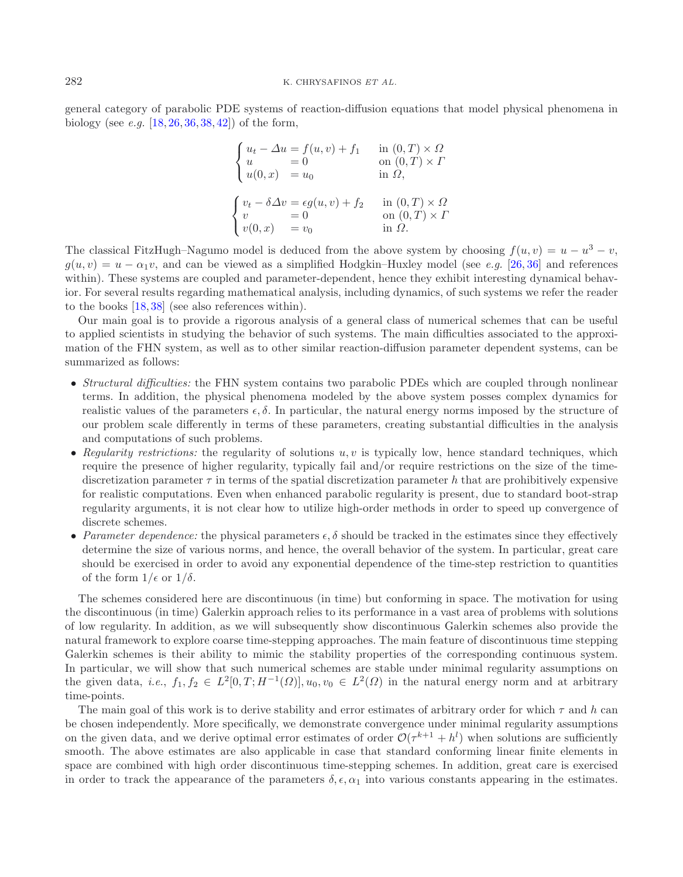general category of parabolic PDE systems of reaction-diffusion equations that model physical phenomena in biology (see *e.g.* [18, 26, 36, 38, 42]) of the form,

$$
\begin{cases}
u_t - \Delta u = f(u,v) + f_1 & \text{in } (0,T)\times\Omega\\
u \qquad\quad = 0 & \text{on } (0,T)\times\Gamma\\
u(0,x) \;\; = u_0 & \text{in } \Omega,
\end{cases}
$$

$$
\begin{cases}
v_t - \delta\Delta v = \epsilon g(u,v) + f_2 & \text{in } (0,T)\times\Omega\\
v \qquad\quad = 0 & \text{on } (0,T)\times\Gamma\\
v(0,x) \;\; = v_0 & \text{in } \Omega.
\end{cases}
$$

The classical FitzHugh–Nagumo model is deduced from the above system by choosing $f(u,v) = u - u^3 - v$, $g(u,v) = u - \alpha_1 v$, and can be viewed as a simplified Hodgkin–Huxley model (see *e.g.* [26, 36] and references within). These systems are coupled and parameter-dependent, hence they exhibit interesting dynamical behavior. For several results regarding mathematical analysis, including dynamics, of such systems we refer the reader to the books [18, 38] (see also references within).

Our main goal is to provide a rigorous analysis of a general class of numerical schemes that can be useful to applied scientists in studying the behavior of such systems. The main difficulties associated to the approximation of the FHN system, as well as to other similar reaction-diffusion parameter dependent systems, can be summarized as follows:

- *Structural difficulties:* the FHN system contains two parabolic PDEs which are coupled through nonlinear terms. In addition, the physical phenomena modeled by the above system posses complex dynamics for realistic values of the parameters $\epsilon, \delta$. In particular, the natural energy norms imposed by the structure of our problem scale differently in terms of these parameters, creating substantial difficulties in the analysis and computations of such problems.
- *Regularity restrictions:* the regularity of solutions $u, v$ is typically low, hence standard techniques, which require the presence of higher regularity, typically fail and/or require restrictions on the size of the time-discretization parameter $\tau$ in terms of the spatial discretization parameter $h$ that are prohibitively expensive for realistic computations. Even when enhanced parabolic regularity is present, due to standard boot-strap regularity arguments, it is not clear how to utilize high-order methods in order to speed up convergence of discrete schemes.
- *Parameter dependence:* the physical parameters $\epsilon, \delta$ should be tracked in the estimates since they effectively determine the size of various norms, and hence, the overall behavior of the system. In particular, great care should be exercised in order to avoid any exponential dependence of the time-step restriction to quantities of the form $1/\epsilon$ or $1/\delta$.

The schemes considered here are discontinuous (in time) but conforming in space. The motivation for using the discontinuous (in time) Galerkin approach relies to its performance in a vast area of problems with solutions of low regularity. In addition, as we will subsequently show discontinuous Galerkin schemes also provide the natural framework to explore coarse time-stepping approaches. The main feature of discontinuous time stepping Galerkin schemes is their ability to mimic the stability properties of the corresponding continuous system. In particular, we will show that such numerical schemes are stable under minimal regularity assumptions on the given data, *i.e.*, $f_1, f_2 \in L^2[0,T; H^{-1}(\Omega)], u_0, v_0 \in L^2(\Omega)$ in the natural energy norm and at arbitrary time-points.

The main goal of this work is to derive stability and error estimates of arbitrary order for which $\tau$ and $h$ can be chosen independently. More specifically, we demonstrate convergence under minimal regularity assumptions on the given data, and we derive optimal error estimates of order $\mathcal{O}(\tau^{k+1} + h^l)$ when solutions are sufficiently smooth. The above estimates are also applicable in case that standard conforming linear finite elements in space are combined with high order discontinuous time-stepping schemes. In addition, great care is exercised in order to track the appearance of the parameters $\delta, \epsilon, \alpha_1$ into various constants appearing in the estimates.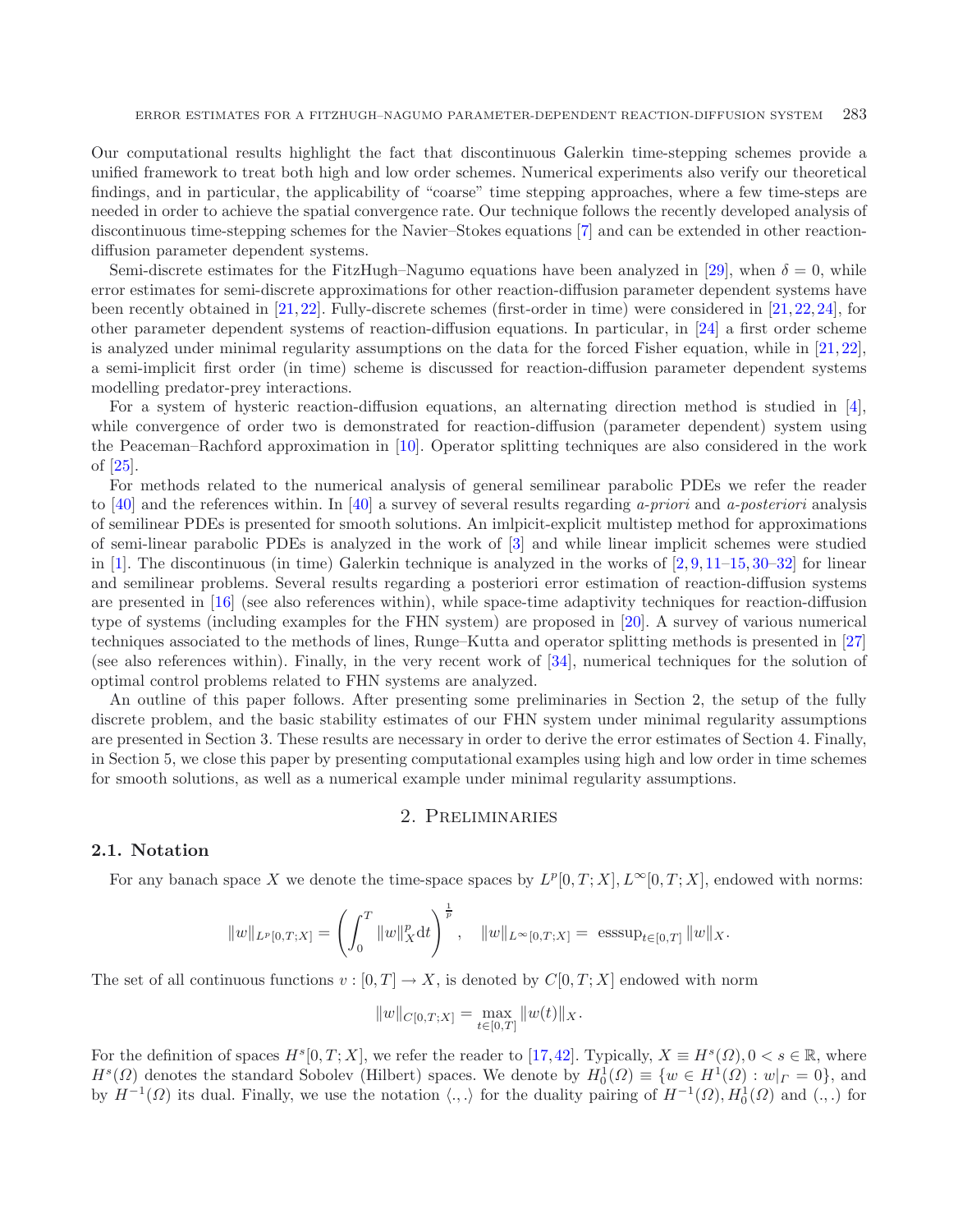Our computational results highlight the fact that discontinuous Galerkin time-stepping schemes provide a unified framework to treat both high and low order schemes. Numerical experiments also verify our theoretical findings, and in particular, the applicability of "coarse" time stepping approaches, where a few time-steps are needed in order to achieve the spatial convergence rate. Our technique follows the recently developed analysis of discontinuous time-stepping schemes for the Navier–Stokes equations [7] and can be extended in other reaction-diffusion parameter dependent systems.

Semi-discrete estimates for the FitzHugh–Nagumo equations have been analyzed in [29], when $\delta = 0$, while error estimates for semi-discrete approximations for other reaction-diffusion parameter dependent systems have been recently obtained in [21,22]. Fully-discrete schemes (first-order in time) were considered in [21,22,24], for other parameter dependent systems of reaction-diffusion equations. In particular, in [24] a first order scheme is analyzed under minimal regularity assumptions on the data for the forced Fisher equation, while in [21,22], a semi-implicit first order (in time) scheme is discussed for reaction-diffusion parameter dependent systems modelling predator-prey interactions.

For a system of hysteric reaction-diffusion equations, an alternating direction method is studied in [4], while convergence of order two is demonstrated for reaction-diffusion (parameter dependent) system using the Peaceman–Rachford approximation in [10]. Operator splitting techniques are also considered in the work of [25].

For methods related to the numerical analysis of general semilinear parabolic PDEs we refer the reader to [40] and the references within. In [40] a survey of several results regarding *a-priori* and *a-posteriori* analysis of semilinear PDEs is presented for smooth solutions. An imlpicit-explicit multistep method for approximations of semi-linear parabolic PDEs is analyzed in the work of [3] and while linear implicit schemes were studied in [1]. The discontinuous (in time) Galerkin technique is analyzed in the works of [2,9,11–15,30–32] for linear and semilinear problems. Several results regarding a posteriori error estimation of reaction-diffusion systems are presented in [16] (see also references within), while space-time adaptivity techniques for reaction-diffusion type of systems (including examples for the FHN system) are proposed in [20]. A survey of various numerical techniques associated to the methods of lines, Runge–Kutta and operator splitting methods is presented in [27] (see also references within). Finally, in the very recent work of [34], numerical techniques for the solution of optimal control problems related to FHN systems are analyzed.

An outline of this paper follows. After presenting some preliminaries in Section 2, the setup of the fully discrete problem, and the basic stability estimates of our FHN system under minimal regularity assumptions are presented in Section 3. These results are necessary in order to derive the error estimates of Section 4. Finally, in Section 5, we close this paper by presenting computational examples using high and low order in time schemes for smooth solutions, as well as a numerical example under minimal regularity assumptions.

## 2. Preliminaries

### 2.1. Notation

For any banach space $X$ we denote the time-space spaces by $L^p[0,T;X], L^\infty[0,T;X]$, endowed with norms:

$$\|w\|_{L^p[0,T;X]} = \left(\int_0^T \|w\|_X^p \mathrm{d}t\right)^{\frac{1}{p}}, \quad \|w\|_{L^\infty[0,T;X]} = \operatorname{esssup}_{t\in[0,T]} \|w\|_X.$$

The set of all continuous functions $v : [0,T] \to X$, is denoted by $C[0,T;X]$ endowed with norm

$$\|w\|_{C[0,T;X]} = \max_{t\in[0,T]} \|w(t)\|_X.$$

For the definition of spaces $H^s[0,T;X]$, we refer the reader to [17,42]. Typically, $X \equiv H^s(\Omega), 0 < s \in \mathbb{R}$, where $H^s(\Omega)$ denotes the standard Sobolev (Hilbert) spaces. We denote by $H_0^1(\Omega) \equiv \{w \in H^1(\Omega) : w|_\Gamma = 0\}$, and by $H^{-1}(\Omega)$ its dual. Finally, we use the notation $\langle .,. \rangle$ for the duality pairing of $H^{-1}(\Omega), H_0^1(\Omega)$ and $(.,.)$ for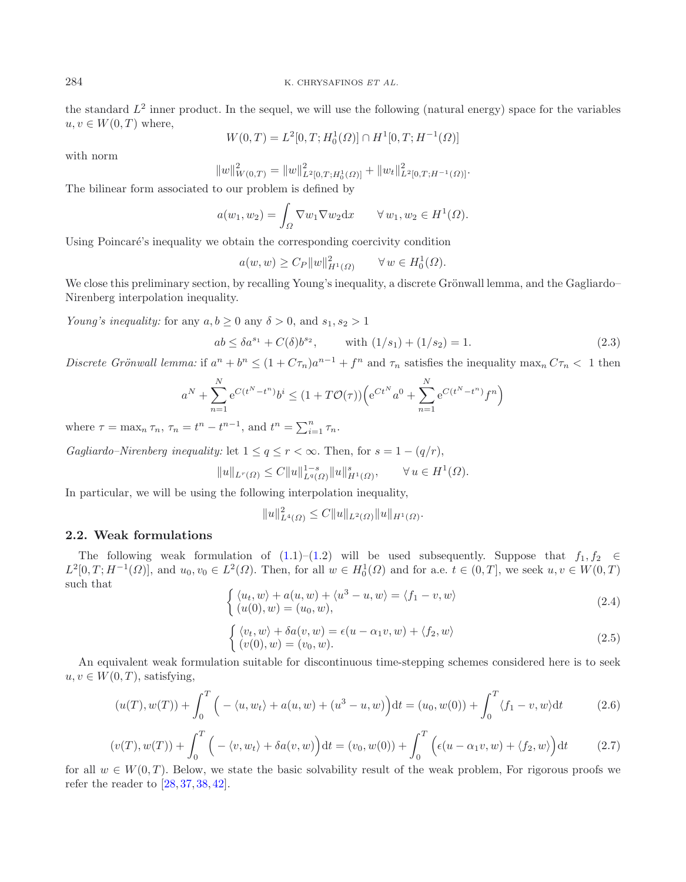the standard $L^2$ inner product. In the sequel, we will use the following (natural energy) space for the variables $u, v \in W(0,T)$ where,

$$W(0,T) = L^2[0,T;H_0^1(\Omega)] \cap H^1[0,T;H^{-1}(\Omega)]$$

with norm

$$\|w\|^2_{W(0,T)} = \|w\|^2_{L^2[0,T;H_0^1(\Omega)]} + \|w_t\|^2_{L^2[0,T;H^{-1}(\Omega)]}.$$

The bilinear form associated to our problem is defined by

$$a(w_1,w_2) = \int_\Omega \nabla w_1 \nabla w_2 \mathrm{d}x \qquad \forall\, w_1, w_2 \in H^1(\Omega).$$

Using Poincaré's inequality we obtain the corresponding coercivity condition

$$a(w,w) \geq C_P \|w\|^2_{H^1(\Omega)} \qquad \forall\, w \in H_0^1(\Omega).$$

We close this preliminary section, by recalling Young's inequality, a discrete Grönwall lemma, and the Gagliardo–Nirenberg interpolation inequality.

*Young's inequality:* for any $a, b \geq 0$ any $\delta > 0$, and $s_1, s_2 > 1$

$$ab \leq \delta a^{s_1} + C(\delta) b^{s_2}, \qquad \text{with } (1/s_1) + (1/s_2) = 1. \tag{2.3}$$

*Discrete Grönwall lemma:* if $a^n + b^n \leq (1 + C\tau_n)a^{n-1} + f^n$ and $\tau_n$ satisfies the inequality $\max_n C\tau_n < 1$ then

$$a^N + \sum_{n=1}^N \mathrm{e}^{C(t^N - t^n)} b^i \leq (1 + T\mathcal{O}(\tau))\Big(\mathrm{e}^{Ct^N} a^0 + \sum_{n=1}^N \mathrm{e}^{C(t^N - t^n)} f^n\Big)$$

where $\tau = \max_n \tau_n$, $\tau_n = t^n - t^{n-1}$, and $t^n = \sum_{i=1}^n \tau_n$.

*Gagliardo–Nirenberg inequality:* let $1 \leq q \leq r < \infty$. Then, for $s = 1 - (q/r)$,

$$\|u\|_{L^r(\Omega)} \leq C\|u\|^{1-s}_{L^q(\Omega)} \|u\|^s_{H^1(\Omega)}, \qquad \forall\, u \in H^1(\Omega).$$

In particular, we will be using the following interpolation inequality,

$$\|u\|^2_{L^4(\Omega)} \leq C\|u\|_{L^2(\Omega)} \|u\|_{H^1(\Omega)}.$$

### 2.2. Weak formulations

The following weak formulation of (1.1)–(1.2) will be used subsequently. Suppose that $f_1, f_2 \in L^2[0,T;H^{-1}(\Omega)]$, and $u_0, v_0 \in L^2(\Omega)$. Then, for all $w \in H_0^1(\Omega)$ and for a.e. $t \in (0,T]$, we seek $u, v \in W(0,T)$ such that

$$\begin{cases} \langle u_t, w\rangle + a(u,w) + \langle u^3 - u, w\rangle = \langle f_1 - v, w\rangle \\ (u(0), w) = (u_0, w), \end{cases} \tag{2.4}$$

$$\begin{cases} \langle v_t, w\rangle + \delta a(v,w) = \epsilon(u - \alpha_1 v, w) + \langle f_2, w\rangle \\ (v(0), w) = (v_0, w). \end{cases} \tag{2.5}$$

An equivalent weak formulation suitable for discontinuous time-stepping schemes considered here is to seek $u, v \in W(0,T)$, satisfying,

$$(u(T), w(T)) + \int_0^T \Big( - \langle u, w_t\rangle + a(u,w) + (u^3 - u, w)\Big)\mathrm{d}t = (u_0, w(0)) + \int_0^T \langle f_1 - v, w\rangle \mathrm{d}t \tag{2.6}$$

$$(v(T), w(T)) + \int_0^T \Big( - \langle v, w_t\rangle + \delta a(v,w)\Big)\mathrm{d}t = (v_0, w(0)) + \int_0^T \Big(\epsilon(u - \alpha_1 v, w) + \langle f_2, w\rangle\Big)\mathrm{d}t \tag{2.7}$$

for all $w \in W(0,T)$. Below, we state the basic solvability result of the weak problem, For rigorous proofs we refer the reader to [28, 37, 38, 42].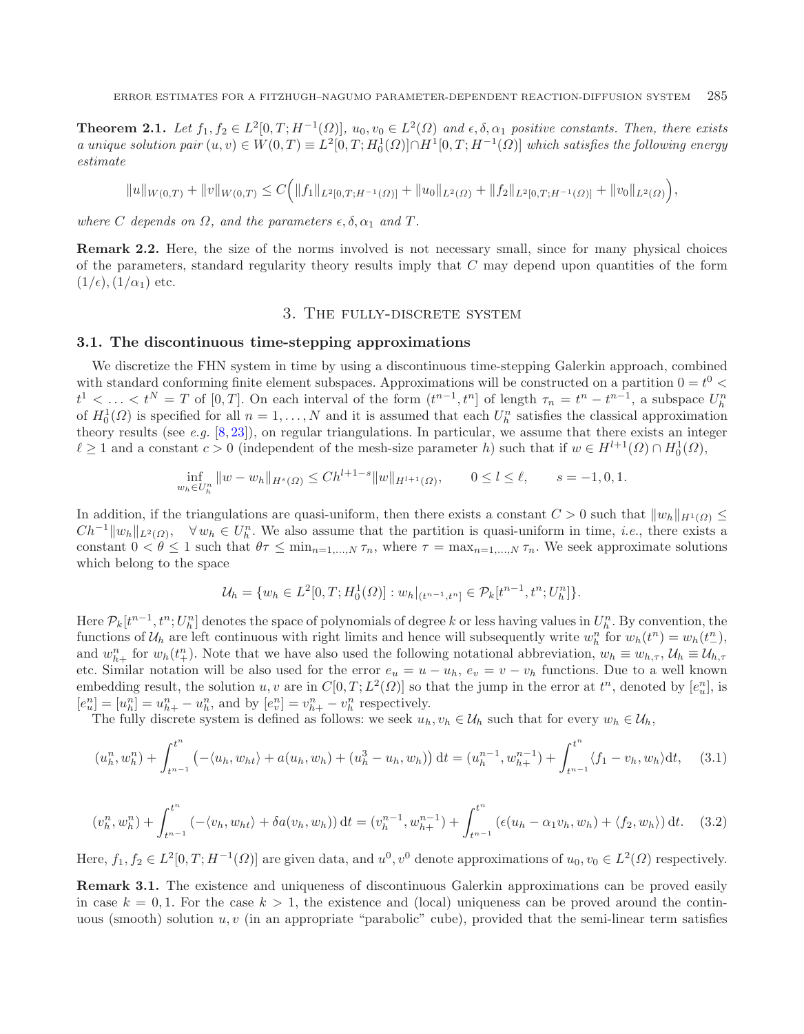**Theorem 2.1.** *Let $f_1, f_2 \in L^2[0,T;H^{-1}(\Omega)]$, $u_0, v_0 \in L^2(\Omega)$ and $\epsilon, \delta, \alpha_1$ positive constants. Then, there exists a unique solution pair $(u,v) \in W(0,T) \equiv L^2[0,T;H^1_0(\Omega)] \cap H^1[0,T;H^{-1}(\Omega)]$ which satisfies the following energy estimate*

$$\|u\|_{W(0,T)} + \|v\|_{W(0,T)} \leq C\Big( \|f_1\|_{L^2[0,T;H^{-1}(\Omega)]} + \|u_0\|_{L^2(\Omega)} + \|f_2\|_{L^2[0,T;H^{-1}(\Omega)]} + \|v_0\|_{L^2(\Omega)} \Big),$$

*where $C$ depends on $\Omega$, and the parameters $\epsilon, \delta, \alpha_1$ and $T$.*

**Remark 2.2.** Here, the size of the norms involved is not necessary small, since for many physical choices of the parameters, standard regularity theory results imply that $C$ may depend upon quantities of the form $(1/\epsilon), (1/\alpha_1)$ etc.

## 3. The fully-discrete system

### 3.1. The discontinuous time-stepping approximations

We discretize the FHN system in time by using a discontinuous time-stepping Galerkin approach, combined with standard conforming finite element subspaces. Approximations will be constructed on a partition $0 = t^0 < t^1 < \ldots < t^N = T$ of $[0,T]$. On each interval of the form $(t^{n-1}, t^n]$ of length $\tau_n = t^n - t^{n-1}$, a subspace $U^n_h$ of $H^1_0(\Omega)$ is specified for all $n = 1, \ldots, N$ and it is assumed that each $U^n_h$ satisfies the classical approximation theory results (see *e.g.* [8,23]), on regular triangulations. In particular, we assume that there exists an integer $\ell \geq 1$ and a constant $c > 0$ (independent of the mesh-size parameter $h$) such that if $w \in H^{l+1}(\Omega) \cap H^1_0(\Omega)$,

$$\inf_{w_h \in U^n_h} \|w - w_h\|_{H^s(\Omega)} \leq Ch^{l+1-s}\|w\|_{H^{l+1}(\Omega)}, \qquad 0 \leq l \leq \ell, \qquad s = -1, 0, 1.$$

In addition, if the triangulations are quasi-uniform, then there exists a constant $C > 0$ such that $\|w_h\|_{H^1(\Omega)} \leq Ch^{-1}\|w_h\|_{L^2(\Omega)}$, $\forall\, w_h \in U^n_h$. We also assume that the partition is quasi-uniform in time, *i.e.*, there exists a constant $0 < \theta \leq 1$ such that $\theta\tau \leq \min_{n=1,\ldots,N} \tau_n$, where $\tau = \max_{n=1,\ldots,N} \tau_n$. We seek approximate solutions which belong to the space

$$\mathcal{U}_h = \{w_h \in L^2[0,T;H^1_0(\Omega)] : w_h|_{(t^{n-1},t^n]} \in \mathcal{P}_k[t^{n-1}, t^n; U^n_h]\}.$$

Here $\mathcal{P}_k[t^{n-1}, t^n; U^n_h]$ denotes the space of polynomials of degree $k$ or less having values in $U^n_h$. By convention, the functions of $\mathcal{U}_h$ are left continuous with right limits and hence will subsequently write $w^n_h$ for $w_h(t^n) = w_h(t^n_-)$, and $w^n_{h+}$ for $w_h(t^n_+)$. Note that we have also used the following notational abbreviation, $w_h \equiv w_{h,\tau}$, $\mathcal{U}_h \equiv \mathcal{U}_{h,\tau}$ etc. Similar notation will be also used for the error $e_u = u - u_h$, $e_v = v - v_h$ functions. Due to a well known embedding result, the solution $u, v$ are in $C[0,T;L^2(\Omega)]$ so that the jump in the error at $t^n$, denoted by $[e^n_u]$, is $[e^n_u] = [u^n_h] = u^n_{h+} - u^n_h$, and by $[e^n_v] = v^n_{h+} - v^n_h$ respectively.

The fully discrete system is defined as follows: we seek $u_h, v_h \in \mathcal{U}_h$ such that for every $w_h \in \mathcal{U}_h$,

$$(u^n_h, w^n_h) + \int_{t^{n-1}}^{t^n} \left( -\langle u_h, w_{ht}\rangle + a(u_h, w_h) + (u^3_h - u_h, w_h) \right) \mathrm{d}t = (u^{n-1}_h, w^{n-1}_{h+}) + \int_{t^{n-1}}^{t^n} \langle f_1 - v_h, w_h\rangle \mathrm{d}t, \qquad (3.1)$$

$$(v^n_h, w^n_h) + \int_{t^{n-1}}^{t^n} \left( -\langle v_h, w_{ht}\rangle + \delta a(v_h, w_h) \right) \mathrm{d}t = (v^{n-1}_h, w^{n-1}_{h+}) + \int_{t^{n-1}}^{t^n} \left( \epsilon(u_h - \alpha_1 v_h, w_h) + \langle f_2, w_h\rangle \right) \mathrm{d}t. \qquad (3.2)$$

Here, $f_1, f_2 \in L^2[0,T;H^{-1}(\Omega)]$ are given data, and $u^0, v^0$ denote approximations of $u_0, v_0 \in L^2(\Omega)$ respectively.

**Remark 3.1.** The existence and uniqueness of discontinuous Galerkin approximations can be proved easily in case $k = 0, 1$. For the case $k > 1$, the existence and (local) uniqueness can be proved around the continuous (smooth) solution $u, v$ (in an appropriate "parabolic" cube), provided that the semi-linear term satisfies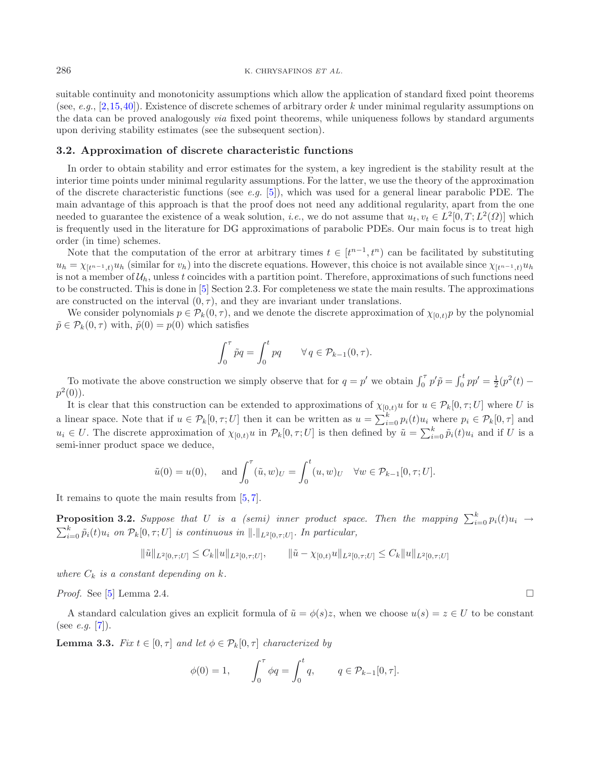suitable continuity and monotonicity assumptions which allow the application of standard fixed point theorems (see, *e.g.*, [2,15,40]). Existence of discrete schemes of arbitrary order $k$ under minimal regularity assumptions on the data can be proved analogously *via* fixed point theorems, while uniqueness follows by standard arguments upon deriving stability estimates (see the subsequent section).

### 3.2. Approximation of discrete characteristic functions

In order to obtain stability and error estimates for the system, a key ingredient is the stability result at the interior time points under minimal regularity assumptions. For the latter, we use the theory of the approximation of the discrete characteristic functions (see *e.g.* [5]), which was used for a general linear parabolic PDE. The main advantage of this approach is that the proof does not need any additional regularity, apart from the one needed to guarantee the existence of a weak solution, *i.e.*, we do not assume that $u_t, v_t \in L^2[0,T;L^2(\Omega)]$ which is frequently used in the literature for DG approximations of parabolic PDEs. Our main focus is to treat high order (in time) schemes.

Note that the computation of the error at arbitrary times $t \in [t^{n-1}, t^n)$ can be facilitated by substituting $u_h = \chi_{[t^{n-1},t)} u_h$ (similar for $v_h$) into the discrete equations. However, this choice is not available since $\chi_{[t^{n-1},t)} u_h$ is not a member of $\mathcal{U}_h$, unless $t$ coincides with a partition point. Therefore, approximations of such functions need to be constructed. This is done in [5] Section 2.3. For completeness we state the main results. The approximations are constructed on the interval $(0,\tau)$, and they are invariant under translations.

We consider polynomials $p \in \mathcal{P}_k(0,\tau)$, and we denote the discrete approximation of $\chi_{[0,t)} p$ by the polynomial $\tilde{p} \in \mathcal{P}_k(0,\tau)$ with, $\tilde{p}(0) = p(0)$ which satisfies

$$\int_0^\tau \tilde{p} q = \int_0^t p q \qquad \forall\, q \in \mathcal{P}_{k-1}(0,\tau).$$

To motivate the above construction we simply observe that for $q = p'$ we obtain $\int_0^\tau p' \tilde{p} = \int_0^t p p' = \frac{1}{2}(p^2(t) - p^2(0))$.

It is clear that this construction can be extended to approximations of $\chi_{[0,t)} u$ for $u \in \mathcal{P}_k[0,\tau;U]$ where $U$ is a linear space. Note that if $u \in \mathcal{P}_k[0,\tau;U]$ then it can be written as $u = \sum_{i=0}^k p_i(t) u_i$ where $p_i \in \mathcal{P}_k[0,\tau]$ and $u_i \in U$. The discrete approximation of $\chi_{[0,t)} u$ in $\mathcal{P}_k[0,\tau;U]$ is then defined by $\tilde{u} = \sum_{i=0}^k \tilde{p}_i(t) u_i$ and if $U$ is a semi-inner product space we deduce,

$$\tilde{u}(0) = u(0), \quad \text{ and } \int_0^\tau (\tilde{u}, w)_U = \int_0^t (u, w)_U \quad \forall w \in \mathcal{P}_{k-1}[0,\tau;U].$$

It remains to quote the main results from [5,7].

**Proposition 3.2.** *Suppose that $U$ is a (semi) inner product space. Then the mapping $\sum_{i=0}^k p_i(t) u_i \to \sum_{i=0}^k \tilde{p}_i(t) u_i$ on $\mathcal{P}_k[0,\tau;U]$ is continuous in $\|.\|_{L^2[0,\tau;U]}$. In particular,*

$$\|\tilde{u}\|_{L^2[0,\tau;U]} \le C_k \|u\|_{L^2[0,\tau;U]}, \qquad \|\tilde{u} - \chi_{[0,t)} u\|_{L^2[0,\tau;U]} \le C_k \|u\|_{L^2[0,\tau;U]}$$

*where $C_k$ is a constant depending on $k$.*

*Proof.* See [5] Lemma 2.4. □

A standard calculation gives an explicit formula of $\tilde{u} = \phi(s) z$, when we choose $u(s) = z \in U$ to be constant (see *e.g.* [7]).

**Lemma 3.3.** *Fix $t \in [0,\tau]$ and let $\phi \in \mathcal{P}_k[0,\tau]$ characterized by*

$$\phi(0) = 1, \qquad \int_0^\tau \phi q = \int_0^t q, \qquad q \in \mathcal{P}_{k-1}[0,\tau].$$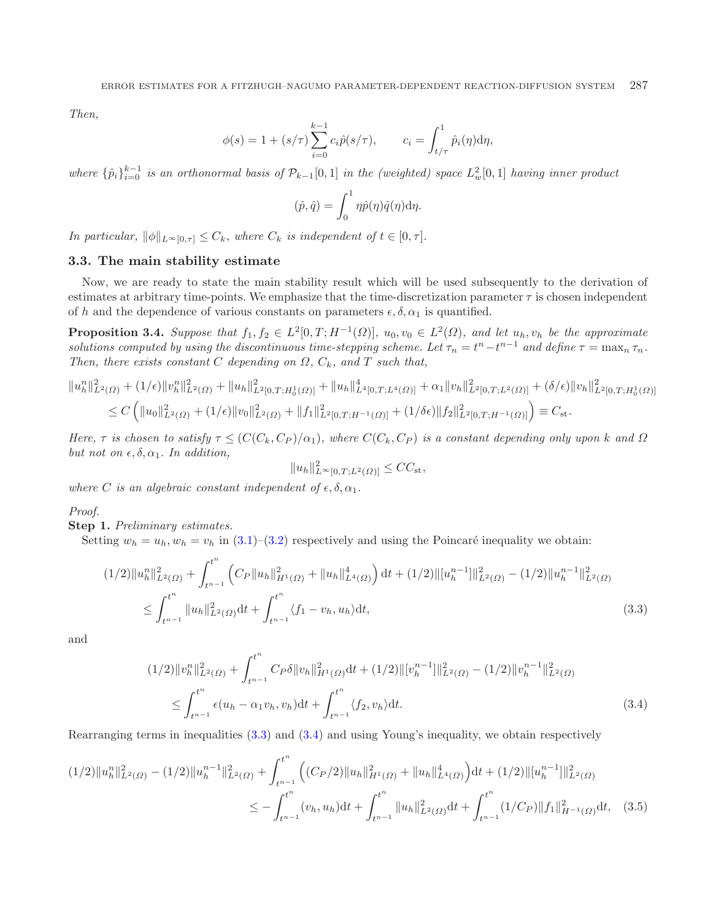*Then,*

$$\phi(s) = 1 + (s/\tau)\sum_{i=0}^{k-1} c_i \hat{p}(s/\tau), \qquad c_i = \int_{t/\tau}^{1} \hat{p}_i(\eta)\mathrm{d}\eta,$$

*where* $\{\hat{p}_i\}_{i=0}^{k-1}$ *is an orthonormal basis of* $\mathcal{P}_{k-1}[0,1]$ *in the (weighted) space* $L^2_w[0,1]$ *having inner product*

$$(\hat{p}, \hat{q}) = \int_0^1 \eta \hat{p}(\eta)\hat{q}(\eta)\mathrm{d}\eta.$$

*In particular,* $\|\phi\|_{L^\infty[0,\tau]} \le C_k$*, where* $C_k$ *is independent of* $t \in [0,\tau]$*.*

### 3.3. The main stability estimate

Now, we are ready to state the main stability result which will be used subsequently to the derivation of estimates at arbitrary time-points. We emphasize that the time-discretization parameter $\tau$ is chosen independent of $h$ and the dependence of various constants on parameters $\epsilon, \delta, \alpha_1$ is quantified.

**Proposition 3.4.** *Suppose that* $f_1, f_2 \in L^2[0,T;H^{-1}(\Omega)]$*,* $u_0, v_0 \in L^2(\Omega)$*, and let* $u_h, v_h$ *be the approximate solutions computed by using the discontinuous time-stepping scheme. Let* $\tau_n = t^n - t^{n-1}$ *and define* $\tau = \max_n \tau_n$*. Then, there exists constant* $C$ *depending on* $\Omega$*,* $C_k$*, and* $T$ *such that,*

$$\begin{aligned}\|u_h^n\|^2_{L^2(\Omega)} + (1/\epsilon)\|v_h^n\|^2_{L^2(\Omega)} + \|u_h\|^2_{L^2[0,T;H^1_0(\Omega)]} + \|u_h\|^4_{L^4[0,T;L^4(\Omega)]} + \alpha_1\|v_h\|^2_{L^2[0,T;L^2(\Omega)]} + (\delta/\epsilon)\|v_h\|^2_{L^2[0,T;H^1_0(\Omega)]}\\ \le C\left(\|u_0\|^2_{L^2(\Omega)} + (1/\epsilon)\|v_0\|^2_{L^2(\Omega)} + \|f_1\|^2_{L^2[0,T;H^{-1}(\Omega)]} + (1/\delta\epsilon)\|f_2\|^2_{L^2[0,T;H^{-1}(\Omega)]}\right) \equiv C_{\mathrm{st}}.\end{aligned}$$

*Here,* $\tau$ *is chosen to satisfy* $\tau \le (C(C_k, C_P)/\alpha_1)$*, where* $C(C_k, C_P)$ *is a constant depending only upon* $k$ *and* $\Omega$ *but not on* $\epsilon, \delta, \alpha_1$*. In addition,*

$$\|u_h\|^2_{L^\infty[0,T;L^2(\Omega)]} \le CC_{\mathrm{st}},$$

*where* $C$ *is an algebraic constant independent of* $\epsilon, \delta, \alpha_1$*.*

*Proof.*

**Step 1.** *Preliminary estimates.*

Setting $w_h = u_h, w_h = v_h$ in (3.1)–(3.2) respectively and using the Poincaré inequality we obtain:

$$\begin{aligned}(1/2)\|u_h^n\|^2_{L^2(\Omega)} + \int_{t^{n-1}}^{t^n}\left(C_P\|u_h\|^2_{H^1(\Omega)} + \|u_h\|^4_{L^4(\Omega)}\right)\mathrm{d}t + (1/2)\|[u_h^{n-1}]\|^2_{L^2(\Omega)} - (1/2)\|u_h^{n-1}\|^2_{L^2(\Omega)}\\ \le \int_{t^{n-1}}^{t^n}\|u_h\|^2_{L^2(\Omega)}\mathrm{d}t + \int_{t^{n-1}}^{t^n}\langle f_1 - v_h, u_h\rangle\mathrm{d}t,\end{aligned} \tag{3.3}$$

and

$$\begin{aligned}(1/2)\|v_h^n\|^2_{L^2(\Omega)} + \int_{t^{n-1}}^{t^n} C_P\delta\|v_h\|^2_{H^1(\Omega)}\mathrm{d}t + (1/2)\|[v_h^{n-1}]\|^2_{L^2(\Omega)} - (1/2)\|v_h^{n-1}\|^2_{L^2(\Omega)}\\ \le \int_{t^{n-1}}^{t^n}\epsilon(u_h - \alpha_1 v_h, v_h)\mathrm{d}t + \int_{t^{n-1}}^{t^n}\langle f_2, v_h\rangle\mathrm{d}t.\end{aligned} \tag{3.4}$$

Rearranging terms in inequalities (3.3) and (3.4) and using Young's inequality, we obtain respectively

$$\begin{aligned}(1/2)\|u_h^n\|^2_{L^2(\Omega)} - (1/2)\|u_h^{n-1}\|^2_{L^2(\Omega)} + \int_{t^{n-1}}^{t^n}\left((C_P/2)\|u_h\|^2_{H^1(\Omega)} + \|u_h\|^4_{L^4(\Omega)}\right)\mathrm{d}t + (1/2)\|[u_h^{n-1}]\|^2_{L^2(\Omega)}\\ \le -\int_{t^{n-1}}^{t^n}(v_h, u_h)\mathrm{d}t + \int_{t^{n-1}}^{t^n}\|u_h\|^2_{L^2(\Omega)}\mathrm{d}t + \int_{t^{n-1}}^{t^n}(1/C_P)\|f_1\|^2_{H^{-1}(\Omega)}\mathrm{d}t,\end{aligned} \tag{3.5}$$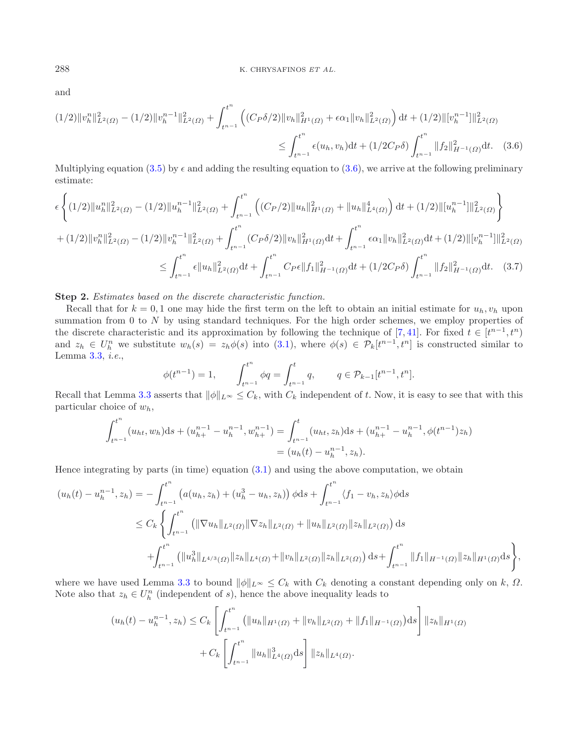and

$$
(1/2)\|v_h^n\|^2_{L^2(\Omega)} - (1/2)\|v_h^{n-1}\|^2_{L^2(\Omega)} + \int_{t^{n-1}}^{t^n} \left( (C_P\delta/2)\|v_h\|^2_{H^1(\Omega)} + \epsilon\alpha_1 \|v_h\|^2_{L^2(\Omega)} \right) \mathrm{d}t + (1/2)\|[v_h^{n-1}]\|^2_{L^2(\Omega)}
$$
$$
\leq \int_{t^{n-1}}^{t^n} \epsilon(u_h, v_h)\mathrm{d}t + (1/2C_P\delta)\int_{t^{n-1}}^{t^n} \|f_2\|^2_{H^{-1}(\Omega)}\mathrm{d}t. \quad (3.6)
$$

Multiplying equation (3.5) by $\epsilon$ and adding the resulting equation to (3.6), we arrive at the following preliminary estimate:

$$
\epsilon\left\{(1/2)\|u_h^n\|^2_{L^2(\Omega)} - (1/2)\|u_h^{n-1}\|^2_{L^2(\Omega)} + \int_{t^{n-1}}^{t^n}\left((C_P/2)\|u_h\|^2_{H^1(\Omega)} + \|u_h\|^4_{L^4(\Omega)}\right)\mathrm{d}t + (1/2)\|[u_h^{n-1}]\|^2_{L^2(\Omega)}\right\}
$$
$$
+ (1/2)\|v_h^n\|^2_{L^2(\Omega)} - (1/2)\|v_h^{n-1}\|^2_{L^2(\Omega)} + \int_{t^{n-1}}^{t^n}(C_P\delta/2)\|v_h\|^2_{H^1(\Omega)}\mathrm{d}t + \int_{t^{n-1}}^{t^n}\epsilon\alpha_1\|v_h\|^2_{L^2(\Omega)}\mathrm{d}t + (1/2)\|[v_h^{n-1}]\|^2_{L^2(\Omega)}
$$
$$
\leq \int_{t^{n-1}}^{t^n}\epsilon\|u_h\|^2_{L^2(\Omega)}\mathrm{d}t + \int_{t^{n-1}}^{t^n} C_P\epsilon\|f_1\|^2_{H^{-1}(\Omega)}\mathrm{d}t + (1/2C_P\delta)\int_{t^{n-1}}^{t^n}\|f_2\|^2_{H^{-1}(\Omega)}\mathrm{d}t. \quad (3.7)
$$

**Step 2.** *Estimates based on the discrete characteristic function.*

Recall that for $k = 0, 1$ one may hide the first term on the left to obtain an initial estimate for $u_h, v_h$ upon summation from 0 to $N$ by using standard techniques. For the high order schemes, we employ properties of the discrete characteristic and its approximation by following the technique of [7, 41]. For fixed $t \in [t^{n-1}, t^n)$ and $z_h \in U_h^n$ we substitute $w_h(s) = z_h\phi(s)$ into (3.1), where $\phi(s) \in \mathcal{P}_k[t^{n-1}, t^n]$ is constructed similar to Lemma 3.3, *i.e.*,

$$
\phi(t^{n-1}) = 1, \qquad \int_{t^{n-1}}^{t^n}\phi q = \int_{t^{n-1}}^{t} q, \qquad q \in \mathcal{P}_{k-1}[t^{n-1}, t^n].
$$

Recall that Lemma 3.3 asserts that $\|\phi\|_{L^\infty} \leq C_k$, with $C_k$ independent of $t$. Now, it is easy to see that with this particular choice of $w_h$,

$$
\int_{t^{n-1}}^{t^n}(u_{ht}, w_h)\mathrm{d}s + (u_{h+}^{n-1} - u_h^{n-1}, w_{h+}^{n-1}) = \int_{t^{n-1}}^{t}(u_{ht}, z_h)\mathrm{d}s + (u_{h+}^{n-1} - u_h^{n-1}, \phi(t^{n-1})z_h)
$$
$$
= (u_h(t) - u_h^{n-1}, z_h).
$$

Hence integrating by parts (in time) equation (3.1) and using the above computation, we obtain

$$
(u_h(t) - u_h^{n-1}, z_h) = -\int_{t^{n-1}}^{t^n}\left(a(u_h, z_h) + (u_h^3 - u_h, z_h)\right)\phi\mathrm{d}s + \int_{t^{n-1}}^{t^n}\langle f_1 - v_h, z_h\rangle\phi\mathrm{d}s
$$
$$
\leq C_k\left\{\int_{t^{n-1}}^{t^n}\left(\|\nabla u_h\|_{L^2(\Omega)}\|\nabla z_h\|_{L^2(\Omega)} + \|u_h\|_{L^2(\Omega)}\|z_h\|_{L^2(\Omega)}\right)\mathrm{d}s\right.
$$
$$
\left. + \int_{t^{n-1}}^{t^n}\left(\|u_h^3\|_{L^{4/3}(\Omega)}\|z_h\|_{L^4(\Omega)} + \|v_h\|_{L^2(\Omega)}\|z_h\|_{L^2(\Omega)}\right)\mathrm{d}s + \int_{t^{n-1}}^{t^n}\|f_1\|_{H^{-1}(\Omega)}\|z_h\|_{H^1(\Omega)}\mathrm{d}s\right\},
$$

where we have used Lemma 3.3 to bound $\|\phi\|_{L^\infty} \leq C_k$ with $C_k$ denoting a constant depending only on $k$, $\Omega$. Note also that $z_h \in U_h^n$ (independent of $s$), hence the above inequality leads to

$$
(u_h(t) - u_h^{n-1}, z_h) \leq C_k\left[\int_{t^{n-1}}^{t^n}\left(\|u_h\|_{H^1(\Omega)} + \|v_h\|_{L^2(\Omega)} + \|f_1\|_{H^{-1}(\Omega)}\right)\mathrm{d}s\right]\|z_h\|_{H^1(\Omega)}
$$
$$
+ C_k\left[\int_{t^{n-1}}^{t^n}\|u_h\|^3_{L^4(\Omega)}\mathrm{d}s\right]\|z_h\|_{L^4(\Omega)}.
$$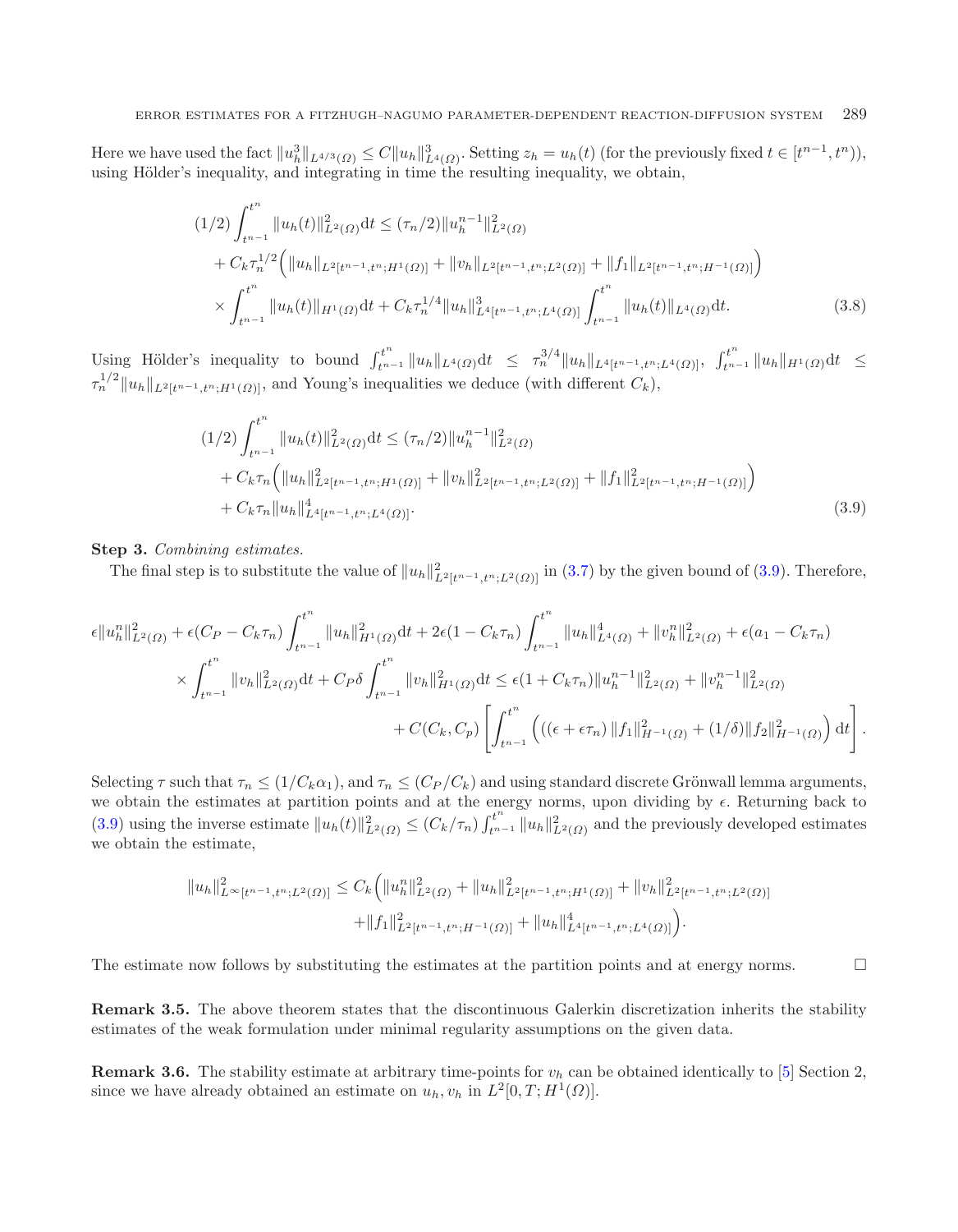Here we have used the fact $\|u_h^3\|_{L^{4/3}(\Omega)} \leq C\|u_h\|^3_{L^4(\Omega)}$. Setting $z_h = u_h(t)$ (for the previously fixed $t \in [t^{n-1}, t^n)$), using Hölder's inequality, and integrating in time the resulting inequality, we obtain,

$$
\begin{aligned}
(1/2)\int_{t^{n-1}}^{t^n} \|u_h(t)\|^2_{L^2(\Omega)}\mathrm{d}t &\leq (\tau_n/2)\|u_h^{n-1}\|^2_{L^2(\Omega)} \\
&+ C_k\tau_n^{1/2}\Big(\|u_h\|_{L^2[t^{n-1},t^n;H^1(\Omega)]} + \|v_h\|_{L^2[t^{n-1},t^n;L^2(\Omega)]} + \|f_1\|_{L^2[t^{n-1},t^n;H^{-1}(\Omega)]}\Big) \\
&\times \int_{t^{n-1}}^{t^n}\|u_h(t)\|_{H^1(\Omega)}\mathrm{d}t + C_k\tau_n^{1/4}\|u_h\|^3_{L^4[t^{n-1},t^n;L^4(\Omega)]}\int_{t^{n-1}}^{t^n}\|u_h(t)\|_{L^4(\Omega)}\mathrm{d}t. \qquad (3.8)
\end{aligned}
$$

Using Hölder's inequality to bound $\int_{t^{n-1}}^{t^n}\|u_h\|_{L^4(\Omega)}\mathrm{d}t \leq \tau_n^{3/4}\|u_h\|_{L^4[t^{n-1},t^n;L^4(\Omega)]}$, $\int_{t^{n-1}}^{t^n}\|u_h\|_{H^1(\Omega)}\mathrm{d}t \leq \tau_n^{1/2}\|u_h\|_{L^2[t^{n-1},t^n;H^1(\Omega)]}$, and Young's inequalities we deduce (with different $C_k$),

$$
\begin{aligned}
(1/2)\int_{t^{n-1}}^{t^n} \|u_h(t)\|^2_{L^2(\Omega)}\mathrm{d}t &\leq (\tau_n/2)\|u_h^{n-1}\|^2_{L^2(\Omega)} \\
&+ C_k\tau_n\Big(\|u_h\|^2_{L^2[t^{n-1},t^n;H^1(\Omega)]} + \|v_h\|^2_{L^2[t^{n-1},t^n;L^2(\Omega)]} + \|f_1\|^2_{L^2[t^{n-1},t^n;H^{-1}(\Omega)]}\Big) \\
&+ C_k\tau_n\|u_h\|^4_{L^4[t^{n-1},t^n;L^4(\Omega)]}. \qquad (3.9)
\end{aligned}
$$

**Step 3.** *Combining estimates.*

The final step is to substitute the value of $\|u_h\|^2_{L^2[t^{n-1},t^n;L^2(\Omega)]}$ in (3.7) by the given bound of (3.9). Therefore,

$$
\begin{aligned}
\epsilon\|u_h^n\|^2_{L^2(\Omega)} &+ \epsilon(C_P - C_k\tau_n)\int_{t^{n-1}}^{t^n}\|u_h\|^2_{H^1(\Omega)}\mathrm{d}t + 2\epsilon(1 - C_k\tau_n)\int_{t^{n-1}}^{t^n}\|u_h\|^4_{L^4(\Omega)} + \|v_h^n\|^2_{L^2(\Omega)} + \epsilon(a_1 - C_k\tau_n) \\
&\times \int_{t^{n-1}}^{t^n}\|v_h\|^2_{L^2(\Omega)}\mathrm{d}t + C_P\delta\int_{t^{n-1}}^{t^n}\|v_h\|^2_{H^1(\Omega)}\mathrm{d}t \leq \epsilon(1 + C_k\tau_n)\|u_h^{n-1}\|^2_{L^2(\Omega)} + \|v_h^{n-1}\|^2_{L^2(\Omega)} \\
&+ C(C_k, C_p)\left[\int_{t^{n-1}}^{t^n}\Big(\left((\epsilon + \epsilon\tau_n)\|f_1\|^2_{H^{-1}(\Omega)} + (1/\delta)\|f_2\|^2_{H^{-1}(\Omega)}\right)\mathrm{d}t\right].
\end{aligned}
$$

Selecting $\tau$ such that $\tau_n \leq (1/C_k\alpha_1)$, and $\tau_n \leq (C_P/C_k)$ and using standard discrete Grönwall lemma arguments, we obtain the estimates at partition points and at the energy norms, upon dividing by $\epsilon$. Returning back to (3.9) using the inverse estimate $\|u_h(t)\|^2_{L^2(\Omega)} \leq (C_k/\tau_n)\int_{t^{n-1}}^{t^n}\|u_h\|^2_{L^2(\Omega)}$ and the previously developed estimates we obtain the estimate,

$$
\begin{aligned}
\|u_h\|^2_{L^\infty[t^{n-1},t^n;L^2(\Omega)]} \leq C_k\Big(&\|u_h^n\|^2_{L^2(\Omega)} + \|u_h\|^2_{L^2[t^{n-1},t^n;H^1(\Omega)]} + \|v_h\|^2_{L^2[t^{n-1},t^n;L^2(\Omega)]} \\
&+ \|f_1\|^2_{L^2[t^{n-1},t^n;H^{-1}(\Omega)]} + \|u_h\|^4_{L^4[t^{n-1},t^n;L^4(\Omega)]}\Big).
\end{aligned}
$$

The estimate now follows by substituting the estimates at the partition points and at energy norms. $\square$

**Remark 3.5.** The above theorem states that the discontinuous Galerkin discretization inherits the stability estimates of the weak formulation under minimal regularity assumptions on the given data.

**Remark 3.6.** The stability estimate at arbitrary time-points for $v_h$ can be obtained identically to [5] Section 2, since we have already obtained an estimate on $u_h, v_h$ in $L^2[0, T; H^1(\Omega)]$.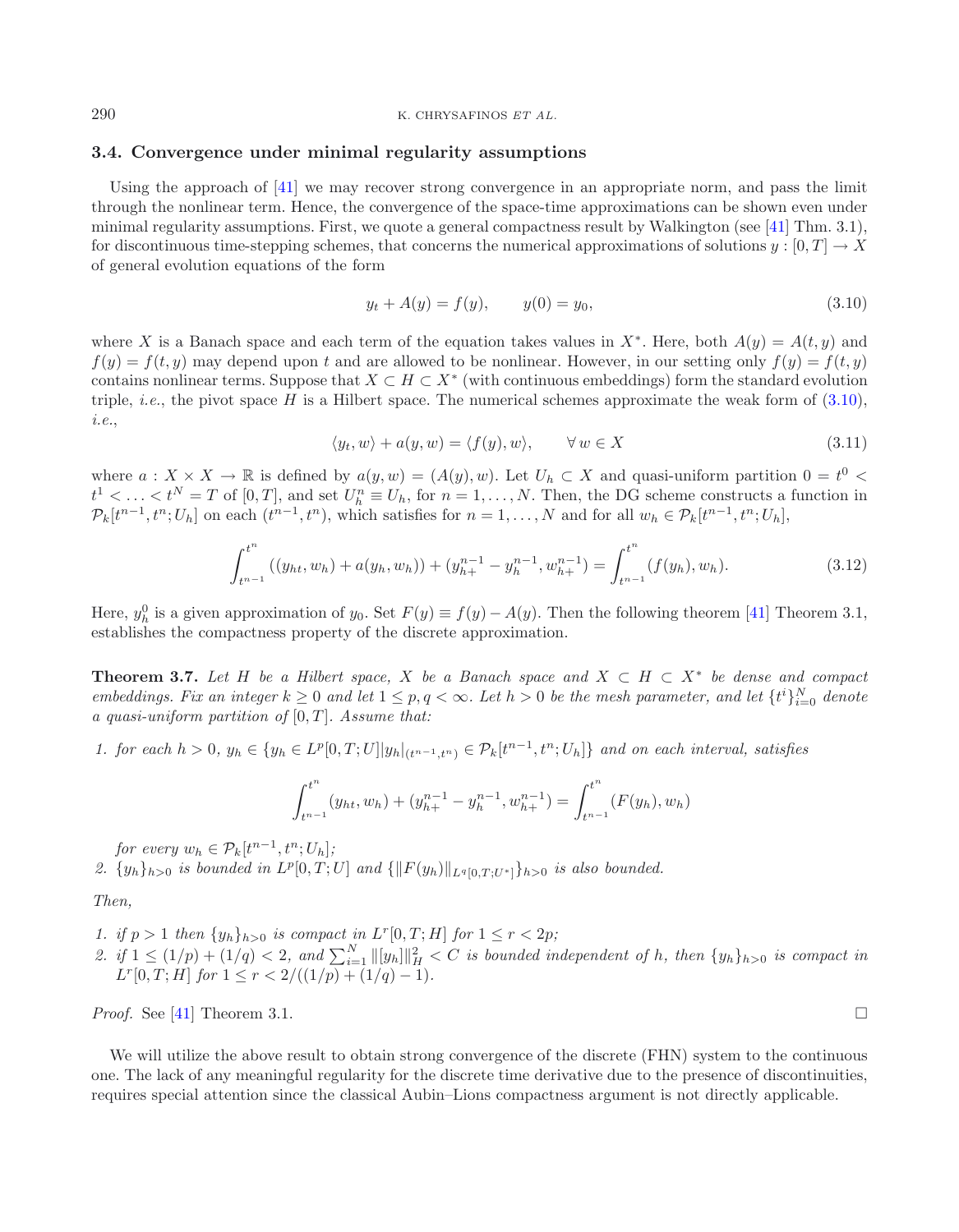### 3.4. Convergence under minimal regularity assumptions

Using the approach of [41] we may recover strong convergence in an appropriate norm, and pass the limit through the nonlinear term. Hence, the convergence of the space-time approximations can be shown even under minimal regularity assumptions. First, we quote a general compactness result by Walkington (see [41] Thm. 3.1), for discontinuous time-stepping schemes, that concerns the numerical approximations of solutions $y : [0, T] \to X$ of general evolution equations of the form

$$y_t + A(y) = f(y), \qquad y(0) = y_0, \tag{3.10}$$

where $X$ is a Banach space and each term of the equation takes values in $X^*$. Here, both $A(y) = A(t, y)$ and $f(y) = f(t, y)$ may depend upon $t$ and are allowed to be nonlinear. However, in our setting only $f(y) = f(t, y)$ contains nonlinear terms. Suppose that $X \subset H \subset X^*$ (with continuous embeddings) form the standard evolution triple, *i.e.*, the pivot space $H$ is a Hilbert space. The numerical schemes approximate the weak form of (3.10), *i.e.*,

$$\langle y_t, w\rangle + a(y, w) = \langle f(y), w\rangle, \qquad \forall\, w \in X \tag{3.11}$$

where $a : X \times X \to \mathbb{R}$ is defined by $a(y, w) = (A(y), w)$. Let $U_h \subset X$ and quasi-uniform partition $0 = t^0 < t^1 < \ldots < t^N = T$ of $[0, T]$, and set $U_h^n \equiv U_h$, for $n = 1, \ldots, N$. Then, the DG scheme constructs a function in $\mathcal{P}_k[t^{n-1}, t^n; U_h]$ on each $(t^{n-1}, t^n)$, which satisfies for $n = 1, \ldots, N$ and for all $w_h \in \mathcal{P}_k[t^{n-1}, t^n; U_h]$,

$$\int_{t^{n-1}}^{t^n} ((y_{ht}, w_h) + a(y_h, w_h)) + (y_{h+}^{n-1} - y_h^{n-1}, w_{h+}^{n-1}) = \int_{t^{n-1}}^{t^n} (f(y_h), w_h). \tag{3.12}$$

Here, $y_h^0$ is a given approximation of $y_0$. Set $F(y) \equiv f(y) - A(y)$. Then the following theorem [41] Theorem 3.1, establishes the compactness property of the discrete approximation.

**Theorem 3.7.** *Let $H$ be a Hilbert space, $X$ be a Banach space and $X \subset H \subset X^*$ be dense and compact embeddings. Fix an integer $k \geq 0$ and let $1 \leq p, q < \infty$. Let $h > 0$ be the mesh parameter, and let $\{t^i\}_{i=0}^N$ denote a quasi-uniform partition of $[0, T]$. Assume that:*

1. *for each $h > 0$, $y_h \in \{y_h \in L^p[0, T; U] | y_h|_{(t^{n-1}, t^n)} \in \mathcal{P}_k[t^{n-1}, t^n; U_h]\}$ and on each interval, satisfies*

$$\int_{t^{n-1}}^{t^n} (y_{ht}, w_h) + (y_{h+}^{n-1} - y_h^{n-1}, w_{h+}^{n-1}) = \int_{t^{n-1}}^{t^n} (F(y_h), w_h)$$

   *for every $w_h \in \mathcal{P}_k[t^{n-1}, t^n; U_h]$;*
2. *$\{y_h\}_{h>0}$ is bounded in $L^p[0, T; U]$ and $\{\|F(y_h)\|_{L^q[0,T;U^*]}\}_{h>0}$ is also bounded.*

*Then,*

1. *if $p > 1$ then $\{y_h\}_{h>0}$ is compact in $L^r[0, T; H]$ for $1 \leq r < 2p$;*
2. *if $1 \leq (1/p) + (1/q) < 2$, and $\sum_{i=1}^N \|[y_h]\|_H^2 < C$ is bounded independent of $h$, then $\{y_h\}_{h>0}$ is compact in $L^r[0, T; H]$ for $1 \leq r < 2/((1/p) + (1/q) - 1)$.*

*Proof.* See [41] Theorem 3.1. □

We will utilize the above result to obtain strong convergence of the discrete (FHN) system to the continuous one. The lack of any meaningful regularity for the discrete time derivative due to the presence of discontinuities, requires special attention since the classical Aubin–Lions compactness argument is not directly applicable.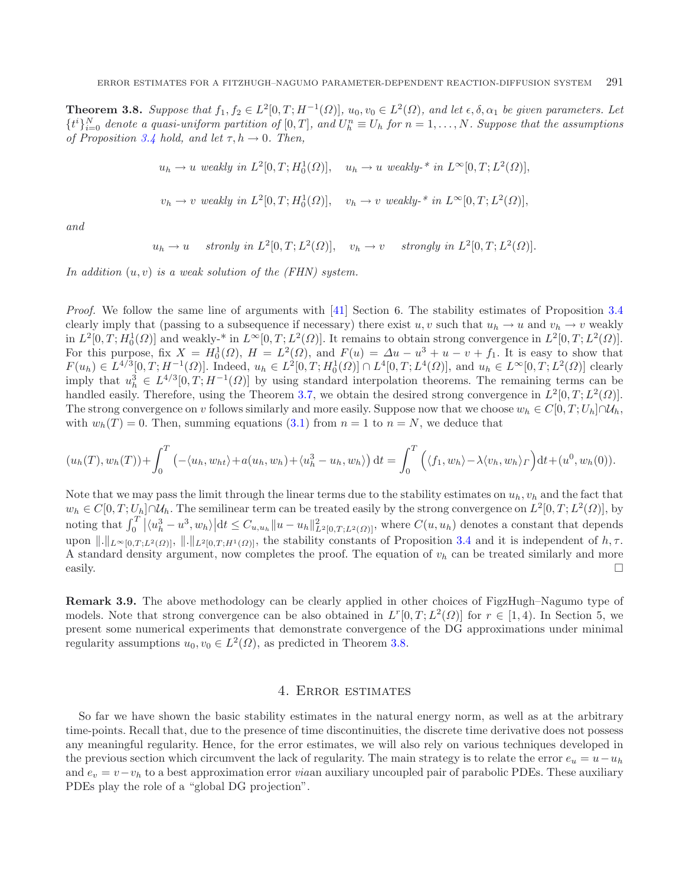**Theorem 3.8.** *Suppose that $f_1, f_2 \in L^2[0,T; H^{-1}(\Omega)]$, $u_0, v_0 \in L^2(\Omega)$, and let $\epsilon, \delta, \alpha_1$ be given parameters. Let $\{t^i\}_{i=0}^N$ denote a quasi-uniform partition of $[0,T]$, and $U_h^n \equiv U_h$ for $n = 1, \ldots, N$. Suppose that the assumptions of Proposition 3.4 hold, and let $\tau, h \to 0$. Then,*

$$u_h \to u \text{ weakly in } L^2[0,T; H_0^1(\Omega)], \quad u_h \to u \text{ weakly-* in } L^\infty[0,T; L^2(\Omega)],$$

$$v_h \to v \text{ weakly in } L^2[0,T; H_0^1(\Omega)], \quad v_h \to v \text{ weakly-* in } L^\infty[0,T; L^2(\Omega)],$$

*and*

$$u_h \to u \quad \text{stronly in } L^2[0,T; L^2(\Omega)], \quad v_h \to v \quad \text{strongly in } L^2[0,T; L^2(\Omega)].$$

*In addition $(u, v)$ is a weak solution of the (FHN) system.*

*Proof.* We follow the same line of arguments with [41] Section 6. The stability estimates of Proposition 3.4 clearly imply that (passing to a subsequence if necessary) there exist $u, v$ such that $u_h \to u$ and $v_h \to v$ weakly in $L^2[0,T; H_0^1(\Omega)]$ and weakly-* in $L^\infty[0,T; L^2(\Omega)]$. It remains to obtain strong convergence in $L^2[0,T; L^2(\Omega)]$. For this purpose, fix $X = H_0^1(\Omega)$, $H = L^2(\Omega)$, and $F(u) = \Delta u - u^3 + u - v + f_1$. It is easy to show that $F(u_h) \in L^{4/3}[0,T; H^{-1}(\Omega)]$. Indeed, $u_h \in L^2[0,T; H_0^1(\Omega)] \cap L^4[0,T; L^4(\Omega)]$, and $u_h \in L^\infty[0,T; L^2(\Omega)]$ clearly imply that $u_h^3 \in L^{4/3}[0,T; H^{-1}(\Omega)]$ by using standard interpolation theorems. The remaining terms can be handled easily. Therefore, using the Theorem 3.7, we obtain the desired strong convergence in $L^2[0,T; L^2(\Omega)]$. The strong convergence on $v$ follows similarly and more easily. Suppose now that we choose $w_h \in C[0,T; U_h] \cap \mathcal{U}_h$, with $w_h(T) = 0$. Then, summing equations (3.1) from $n = 1$ to $n = N$, we deduce that

$$(u_h(T), w_h(T)) + \int_0^T \left( -\langle u_h, w_{ht} \rangle + a(u_h, w_h) + \langle u_h^3 - u_h, w_h \rangle \right) \mathrm{d}t = \int_0^T \Big( \langle f_1, w_h \rangle - \lambda \langle v_h, w_h \rangle_\Gamma \Big) \mathrm{d}t + (u^0, w_h(0)).$$

Note that we may pass the limit through the linear terms due to the stability estimates on $u_h, v_h$ and the fact that $w_h \in C[0,T; U_h] \cap \mathcal{U}_h$. The semilinear term can be treated easily by the strong convergence on $L^2[0,T; L^2(\Omega)]$, by noting that $\int_0^T \left| \langle u_h^3 - u^3, w_h \rangle \right| \mathrm{d}t \leq C_{u,u_h} \|u - u_h\|^2_{L^2[0,T; L^2(\Omega)]}$, where $C(u, u_h)$ denotes a constant that depends upon $\|.\|_{L^\infty[0,T; L^2(\Omega)]}$, $\|.\|_{L^2[0,T; H^1(\Omega)]}$, the stability constants of Proposition 3.4 and it is independent of $h, \tau$. A standard density argument, now completes the proof. The equation of $v_h$ can be treated similarly and more easily. $\square$

**Remark 3.9.** The above methodology can be clearly applied in other choices of FigzHugh–Nagumo type of models. Note that strong convergence can be also obtained in $L^r[0,T; L^2(\Omega)]$ for $r \in [1, 4)$. In Section 5, we present some numerical experiments that demonstrate convergence of the DG approximations under minimal regularity assumptions $u_0, v_0 \in L^2(\Omega)$, as predicted in Theorem 3.8.

## 4. Error estimates

So far we have shown the basic stability estimates in the natural energy norm, as well as at the arbitrary time-points. Recall that, due to the presence of time discontinuities, the discrete time derivative does not possess any meaningful regularity. Hence, for the error estimates, we will also rely on various techniques developed in the previous section which circumvent the lack of regularity. The main strategy is to relate the error $e_u = u - u_h$ and $e_v = v - v_h$ to a best approximation error *via*an auxiliary uncoupled pair of parabolic PDEs. These auxiliary PDEs play the role of a "global DG projection".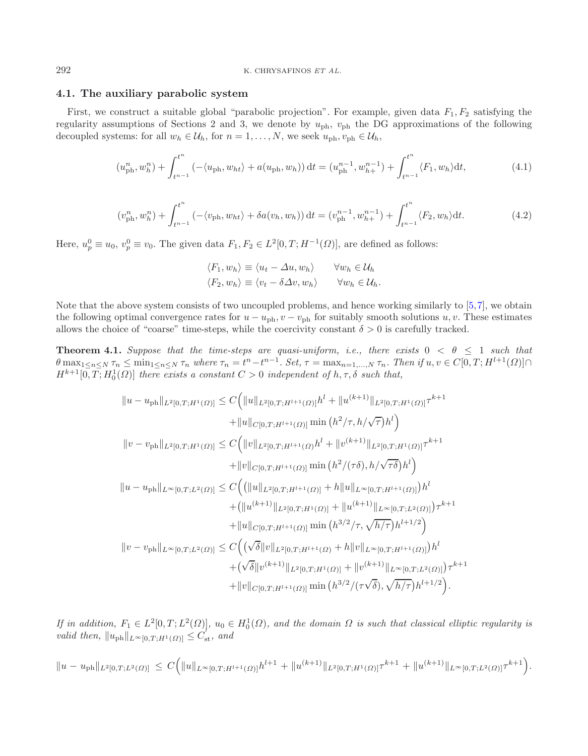### 4.1. The auxiliary parabolic system

First, we construct a suitable global "parabolic projection". For example, given data $F_1, F_2$ satisfying the regularity assumptions of Sections 2 and 3, we denote by $u_{\rm ph}$, $v_{\rm ph}$ the DG approximations of the following decoupled systems: for all $w_h \in \mathcal{U}_h$, for $n = 1, \ldots, N$, we seek $u_{\rm ph}, v_{\rm ph} \in \mathcal{U}_h$,

$$(u^n_{\rm ph}, w^n_h) + \int_{t^{n-1}}^{t^n} \left(-\langle u_{\rm ph}, w_{ht}\rangle + a(u_{\rm ph}, w_h)\right) \mathrm{d}t = (u^{n-1}_{\rm ph}, w^{n-1}_{h+}) + \int_{t^{n-1}}^{t^n} \langle F_1, w_h\rangle \mathrm{d}t, \tag{4.1}$$

$$(v^n_{\rm ph}, w^n_h) + \int_{t^{n-1}}^{t^n} \left(-\langle v_{\rm ph}, w_{ht}\rangle + \delta a(v_h, w_h)\right) \mathrm{d}t = (v^{n-1}_{\rm ph}, w^{n-1}_{h+}) + \int_{t^{n-1}}^{t^n} \langle F_2, w_h\rangle \mathrm{d}t. \tag{4.2}$$

Here, $u^0_p \equiv u_0$, $v^0_p \equiv v_0$. The given data $F_1, F_2 \in L^2[0, T; H^{-1}(\Omega)]$, are defined as follows:

$$\langle F_1, w_h\rangle \equiv \langle u_t - \Delta u, w_h\rangle \qquad \forall w_h \in \mathcal{U}_h$$
$$\langle F_2, w_h\rangle \equiv \langle v_t - \delta \Delta v, w_h\rangle \qquad \forall w_h \in \mathcal{U}_h.$$

Note that the above system consists of two uncoupled problems, and hence working similarly to [5,7], we obtain the following optimal convergence rates for $u - u_{\rm ph}, v - v_{\rm ph}$ for suitably smooth solutions $u, v$. These estimates allows the choice of "coarse" time-steps, while the coercivity constant $\delta > 0$ is carefully tracked.

**Theorem 4.1.** *Suppose that the time-steps are quasi-uniform, i.e., there exists $0 < \theta \leq 1$ such that $\theta \max_{1\leq n\leq N} \tau_n \leq \min_{1\leq n\leq N} \tau_n$ where $\tau_n = t^n - t^{n-1}$. Set, $\tau = \max_{n=1,\ldots,N} \tau_n$. Then if $u, v \in C[0, T; H^{l+1}(\Omega)] \cap H^{k+1}[0, T; H^1_0(\Omega)]$ there exists a constant $C > 0$ independent of $h, \tau, \delta$ such that,*

$$\begin{aligned}
\|u - u_{\rm ph}\|_{L^2[0,T;H^1(\Omega)]} &\leq C\Big(\|u\|_{L^2[0,T;H^{l+1}(\Omega)]} h^l + \|u^{(k+1)}\|_{L^2[0,T;H^1(\Omega)]} \tau^{k+1} \\
&\quad + \|u\|_{C[0,T;H^{l+1}(\Omega)]} \min\left(h^2/\tau, h/\sqrt{\tau}\right) h^l\Big) \\
\|v - v_{\rm ph}\|_{L^2[0,T;H^1(\Omega)]} &\leq C\Big(\|v\|_{L^2[0,T;H^{l+1}(\Omega)} h^l + \|v^{(k+1)}\|_{L^2[0,T;H^1(\Omega)]} \tau^{k+1} \\
&\quad + \|v\|_{C[0,T;H^{l+1}(\Omega)]} \min\left(h^2/(\tau\delta), h/\sqrt{\tau\delta}\right) h^l\Big) \\
\|u - u_{\rm ph}\|_{L^\infty[0,T;L^2(\Omega)]} &\leq C\Big(\big(\|u\|_{L^2[0,T;H^{l+1}(\Omega)]} + h\|u\|_{L^\infty[0,T;H^{l+1}(\Omega)]}\big) h^l \\
&\quad + \big(\|u^{(k+1)}\|_{L^2[0,T;H^1(\Omega)]} + \|u^{(k+1)}\|_{L^\infty[0,T;L^2(\Omega)]}\big) \tau^{k+1} \\
&\quad + \|u\|_{C[0,T;H^{l+1}(\Omega)]} \min\left(h^{3/2}/\tau, \sqrt{h/\tau}\right) h^{l+1/2}\Big) \\
\|v - v_{\rm ph}\|_{L^\infty[0,T;L^2(\Omega)]} &\leq C\Big(\big(\sqrt{\delta}\|v\|_{L^2[0,T;H^{l+1}(\Omega)} + h\|v\|_{L^\infty[0,T;H^{l+1}(\Omega)]}\big) h^l \\
&\quad + \big(\sqrt{\delta}\|v^{(k+1)}\|_{L^2[0,T;H^1(\Omega)]} + \|v^{(k+1)}\|_{L^\infty[0,T;L^2(\Omega)]}\big) \tau^{k+1} \\
&\quad + \|v\|_{C[0,T;H^{l+1}(\Omega)]} \min\left(h^{3/2}/(\tau\sqrt{\delta}), \sqrt{h/\tau}\right) h^{l+1/2}\Big).
\end{aligned}$$

*If in addition, $F_1 \in L^2[0, T; L^2(\Omega)]$, $u_0 \in H^1_0(\Omega)$, and the domain $\Omega$ is such that classical elliptic regularity is valid then, $\|u_{\rm ph}\|_{L^\infty[0,T;H^1(\Omega)]} \leq C_{\rm st}$, and*

$$\|u - u_{\rm ph}\|_{L^2[0,T;L^2(\Omega)]} \leq C\Big(\|u\|_{L^\infty[0,T;H^{l+1}(\Omega)]} h^{l+1} + \|u^{(k+1)}\|_{L^2[0,T;H^1(\Omega)]} \tau^{k+1} + \|u^{(k+1)}\|_{L^\infty[0,T;L^2(\Omega)]} \tau^{k+1}\Big).$$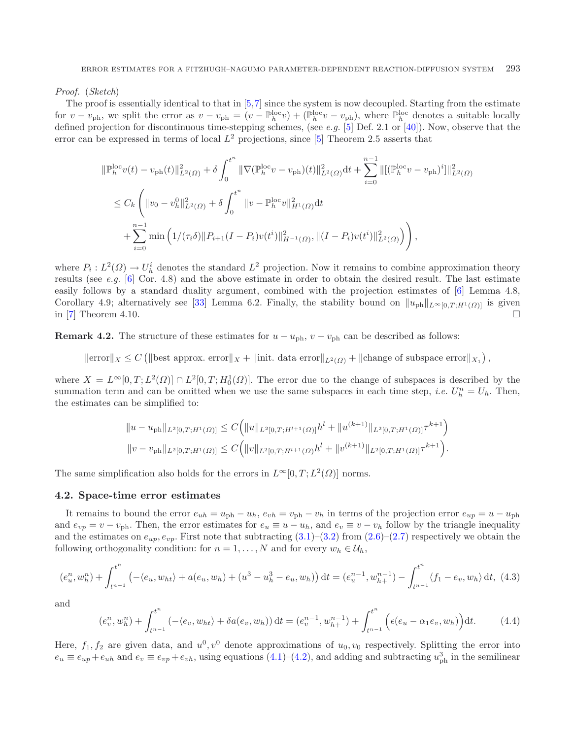*Proof.* (*Sketch*)

The proof is essentially identical to that in [5,7] since the system is now decoupled. Starting from the estimate for $v - v_{\rm ph}$, we split the error as $v - v_{\rm ph} = (v - \mathbb{P}_h^{\rm loc} v) + (\mathbb{P}_h^{\rm loc} v - v_{\rm ph})$, where $\mathbb{P}_h^{\rm loc}$ denotes a suitable locally defined projection for discontinuous time-stepping schemes, (see *e.g.* [5] Def. 2.1 or [40]). Now, observe that the error can be expressed in terms of local $L^2$ projections, since [5] Theorem 2.5 asserts that

$$\|\mathbb{P}_h^{\rm loc} v(t) - v_{\rm ph}(t)\|^2_{L^2(\Omega)} + \delta \int_0^{t^n} \|\nabla(\mathbb{P}_h^{\rm loc} v - v_{\rm ph})(t)\|^2_{L^2(\Omega)} {\rm d}t + \sum_{i=0}^{n-1} \|[(\mathbb{P}_h^{\rm loc} v - v_{\rm ph})^i]\|^2_{L^2(\Omega)}$$
$$\leq C_k \Bigg( \|v_0 - v_h^0\|^2_{L^2(\Omega)} + \delta \int_0^{t^n} \|v - \mathbb{P}_h^{\rm loc} v\|^2_{H^1(\Omega)} {\rm d}t$$
$$+ \sum_{i=0}^{n-1} \min \Big( 1/(\tau_i \delta) \|P_{i+1}(I - P_i) v(t^i)\|^2_{H^{-1}(\Omega)}, \|(I - P_i) v(t^i)\|^2_{L^2(\Omega)} \Big) \Bigg),$$

where $P_i : L^2(\Omega) \to U_h^i$ denotes the standard $L^2$ projection. Now it remains to combine approximation theory results (see *e.g.* [6] Cor. 4.8) and the above estimate in order to obtain the desired result. The last estimate easily follows by a standard duality argument, combined with the projection estimates of [6] Lemma 4.8, Corollary 4.9; alternatively see [33] Lemma 6.2. Finally, the stability bound on $\|u_{\rm ph}\|_{L^\infty[0,T;H^1(\Omega)]}$ is given in [7] Theorem 4.10. $\square$

**Remark 4.2.** The structure of these estimates for $u - u_{\rm ph}$, $v - v_{\rm ph}$ can be described as follows:

$$\|\text{error}\|_X \leq C \left( \|\text{best approx. error}\|_X + \|\text{init. data error}\|_{L^2(\Omega)} + \|\text{change of subspace error}\|_{X_1} \right),$$

where $X = L^\infty[0,T;L^2(\Omega)] \cap L^2[0,T;H_0^1(\Omega)]$. The error due to the change of subspaces is described by the summation term and can be omitted when we use the same subspaces in each time step, *i.e.* $U_h^n = U_h$. Then, the estimates can be simplified to:

$$\|u - u_{\rm ph}\|_{L^2[0,T;H^1(\Omega)]} \leq C \Big( \|u\|_{L^2[0,T;H^{l+1}(\Omega)]} h^l + \|u^{(k+1)}\|_{L^2[0,T;H^1(\Omega)]} \tau^{k+1} \Big)$$
$$\|v - v_{\rm ph}\|_{L^2[0,T;H^1(\Omega)]} \leq C \Big( \|v\|_{L^2[0,T;H^{l+1}(\Omega)} h^l + \|v^{(k+1)}\|_{L^2[0,T;H^1(\Omega)]} \tau^{k+1} \Big).$$

The same simplification also holds for the errors in $L^\infty[0,T;L^2(\Omega)]$ norms.

### 4.2. Space-time error estimates

It remains to bound the error $e_{uh} = u_{\rm ph} - u_h$, $e_{vh} = v_{\rm ph} - v_h$ in terms of the projection error $e_{up} = u - u_{\rm ph}$ and $e_{vp} = v - v_{\rm ph}$. Then, the error estimates for $e_u \equiv u - u_h$, and $e_v \equiv v - v_h$ follow by the triangle inequality and the estimates on $e_{up}, e_{vp}$. First note that subtracting (3.1)–(3.2) from (2.6)–(2.7) respectively we obtain the following orthogonality condition: for $n = 1, \ldots, N$ and for every $w_h \in \mathcal{U}_h$,

$$(e_u^n, w_h^n) + \int_{t^{n-1}}^{t^n} \left( -\langle e_u, w_{ht} \rangle + a(e_u, w_h) + (u^3 - u_h^3 - e_u, w_h) \right) {\rm d}t = (e_u^{n-1}, w_{h+}^{n-1}) - \int_{t^{n-1}}^{t^n} \langle f_1 - e_v, w_h \rangle \, {\rm d}t, \quad (4.3)$$

and

$$(e_v^n, w_h^n) + \int_{t^{n-1}}^{t^n} \left( -\langle e_v, w_{ht} \rangle + \delta a(e_v, w_h) \right) {\rm d}t = (e_v^{n-1}, w_{h+}^{n-1}) + \int_{t^{n-1}}^{t^n} \Big( \epsilon (e_u - \alpha_1 e_v, w_h) \Big) {\rm d}t. \quad (4.4)$$

Here, $f_1, f_2$ are given data, and $u^0, v^0$ denote approximations of $u_0, v_0$ respectively. Splitting the error into $e_u \equiv e_{up} + e_{uh}$ and $e_v \equiv e_{vp} + e_{vh}$, using equations (4.1)–(4.2), and adding and subtracting $u_{\rm ph}^3$ in the semilinear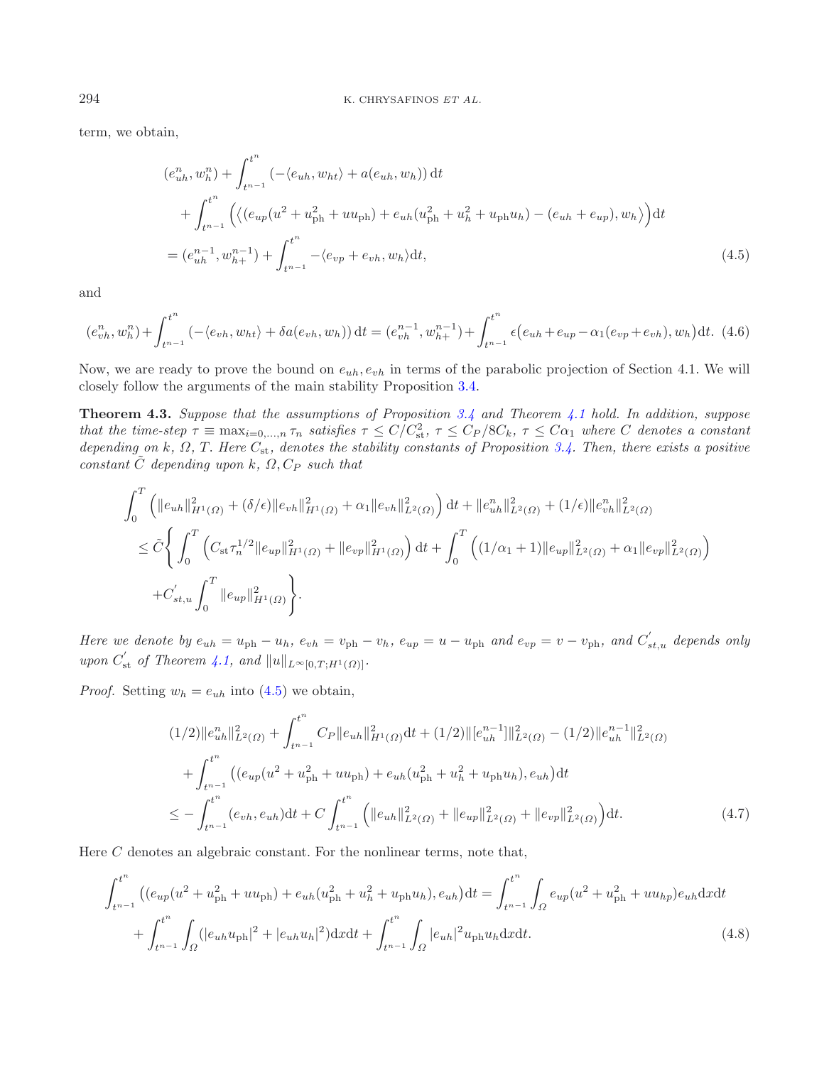term, we obtain,

$$
\begin{aligned}
&(e_{uh}^n, w_h^n) + \int_{t^{n-1}}^{t^n} \left(-\langle e_{uh}, w_{ht}\rangle + a(e_{uh}, w_h)\right) \mathrm{d}t \\
&\quad + \int_{t^{n-1}}^{t^n} \Big(\big\langle (e_{up}(u^2 + u_{\mathrm{ph}}^2 + u u_{\mathrm{ph}}) + e_{uh}(u_{\mathrm{ph}}^2 + u_h^2 + u_{\mathrm{ph}} u_h) - (e_{uh} + e_{up}), w_h\big\rangle\Big) \mathrm{d}t \\
&= (e_{uh}^{n-1}, w_{h+}^{n-1}) + \int_{t^{n-1}}^{t^n} -\langle e_{vp} + e_{vh}, w_h\rangle \mathrm{d}t,
\end{aligned}
\tag{4.5}
$$

and

$$
(e_{vh}^n, w_h^n) + \int_{t^{n-1}}^{t^n} \left(-\langle e_{vh}, w_{ht}\rangle + \delta a(e_{vh}, w_h)\right) \mathrm{d}t = (e_{vh}^{n-1}, w_{h+}^{n-1}) + \int_{t^{n-1}}^{t^n} \epsilon\big(e_{uh} + e_{up} - \alpha_1(e_{vp} + e_{vh}), w_h\big) \mathrm{d}t. \tag{4.6}
$$

Now, we are ready to prove the bound on $e_{uh}, e_{vh}$ in terms of the parabolic projection of Section 4.1. We will closely follow the arguments of the main stability Proposition 3.4.

**Theorem 4.3.** *Suppose that the assumptions of Proposition 3.4 and Theorem 4.1 hold. In addition, suppose that the time-step $\tau \equiv \max_{i=0,\ldots,n} \tau_n$ satisfies $\tau \leq C/C_{\mathrm{st}}^2$, $\tau \leq C_P/8C_k$, $\tau \leq C\alpha_1$ where $C$ denotes a constant depending on $k$, $\Omega$, $T$. Here $C_{\mathrm{st}}$, denotes the stability constants of Proposition 3.4. Then, there exists a positive constant $\tilde{C}$ depending upon $k$, $\Omega, C_P$ such that*

$$
\begin{aligned}
&\int_0^T \left(\|e_{uh}\|_{H^1(\Omega)}^2 + (\delta/\epsilon)\|e_{vh}\|_{H^1(\Omega)}^2 + \alpha_1 \|e_{vh}\|_{L^2(\Omega)}^2\right) \mathrm{d}t + \|e_{uh}^n\|_{L^2(\Omega)}^2 + (1/\epsilon)\|e_{vh}^n\|_{L^2(\Omega)}^2 \\
&\leq \tilde{C}\Bigg\{ \int_0^T \left(C_{\mathrm{st}} \tau_n^{1/2} \|e_{up}\|_{H^1(\Omega)}^2 + \|e_{vp}\|_{H^1(\Omega)}^2\right) \mathrm{d}t + \int_0^T \left((1/\alpha_1 + 1)\|e_{up}\|_{L^2(\Omega)}^2 + \alpha_1 \|e_{vp}\|_{L^2(\Omega)}^2\right) \\
&\quad + C_{st,u}^{'} \int_0^T \|e_{up}\|_{H^1(\Omega)}^2 \Bigg\}.
\end{aligned}
$$

*Here we denote by $e_{uh} = u_{\mathrm{ph}} - u_h$, $e_{vh} = v_{\mathrm{ph}} - v_h$, $e_{up} = u - u_{\mathrm{ph}}$ and $e_{vp} = v - v_{\mathrm{ph}}$, and $C_{st,u}^{'}$ depends only upon $C_{\mathrm{st}}^{'}$ of Theorem 4.1, and $\|u\|_{L^\infty[0,T;H^1(\Omega)]}$.*

*Proof.* Setting $w_h = e_{uh}$ into (4.5) we obtain,

$$
\begin{aligned}
&(1/2)\|e_{uh}^n\|_{L^2(\Omega)}^2 + \int_{t^{n-1}}^{t^n} C_P \|e_{uh}\|_{H^1(\Omega)}^2 \mathrm{d}t + (1/2)\|[e_{uh}^{n-1}]\|_{L^2(\Omega)}^2 - (1/2)\|e_{uh}^{n-1}\|_{L^2(\Omega)}^2 \\
&\quad + \int_{t^{n-1}}^{t^n} \left((e_{up}(u^2 + u_{\mathrm{ph}}^2 + u u_{\mathrm{ph}}) + e_{uh}(u_{\mathrm{ph}}^2 + u_h^2 + u_{\mathrm{ph}} u_h), e_{uh}\right) \mathrm{d}t \\
&\leq -\int_{t^{n-1}}^{t^n} (e_{vh}, e_{uh}) \mathrm{d}t + C \int_{t^{n-1}}^{t^n} \left(\|e_{uh}\|_{L^2(\Omega)}^2 + \|e_{up}\|_{L^2(\Omega)}^2 + \|e_{vp}\|_{L^2(\Omega)}^2\right) \mathrm{d}t.
\end{aligned}
\tag{4.7}
$$

Here $C$ denotes an algebraic constant. For the nonlinear terms, note that,

$$
\begin{aligned}
\int_{t^{n-1}}^{t^n} \left((e_{up}(u^2 + u_{\mathrm{ph}}^2 + u u_{\mathrm{ph}}) + e_{uh}(u_{\mathrm{ph}}^2 + u_h^2 + u_{\mathrm{ph}} u_h), e_{uh}\right) \mathrm{d}t &= \int_{t^{n-1}}^{t^n} \int_\Omega e_{up}(u^2 + u_{\mathrm{ph}}^2 + u u_{hp}) e_{uh} \mathrm{d}x \mathrm{d}t \\
+ \int_{t^{n-1}}^{t^n} \int_\Omega (|e_{uh} u_{\mathrm{ph}}|^2 + |e_{uh} u_h|^2) \mathrm{d}x \mathrm{d}t + \int_{t^{n-1}}^{t^n} \int_\Omega |e_{uh}|^2 u_{\mathrm{ph}} u_h \mathrm{d}x \mathrm{d}t.
\end{aligned}
\tag{4.8}
$$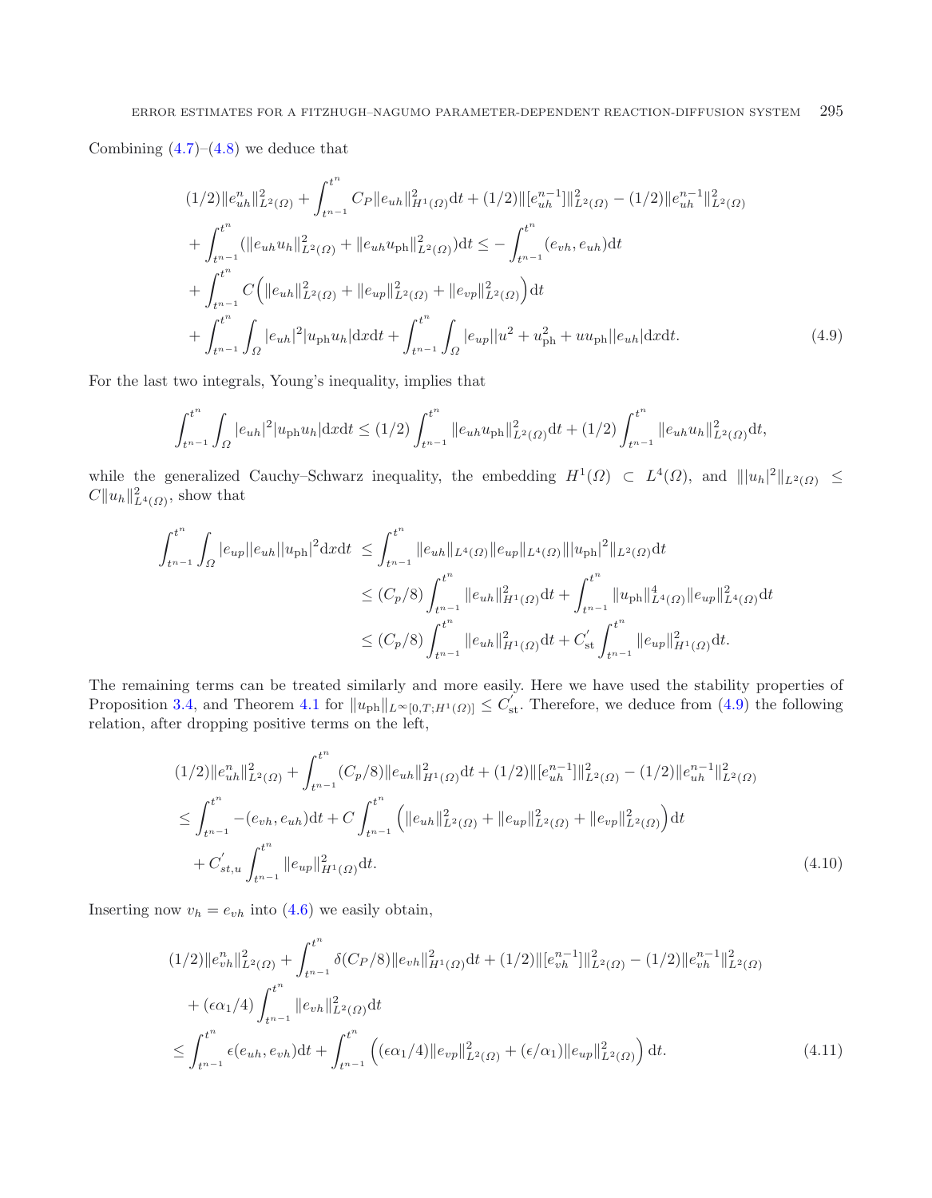Combining (4.7)–(4.8) we deduce that

$$
\begin{aligned}
&(1/2)\|e_{uh}^n\|^2_{L^2(\Omega)} + \int_{t^{n-1}}^{t^n} C_P \|e_{uh}\|^2_{H^1(\Omega)}\mathrm{d}t + (1/2)\|[e_{uh}^{n-1}]\|^2_{L^2(\Omega)} - (1/2)\|e_{uh}^{n-1}\|^2_{L^2(\Omega)} \\
&+ \int_{t^{n-1}}^{t^n} (\|e_{uh}u_h\|^2_{L^2(\Omega)} + \|e_{uh}u_{\mathrm{ph}}\|^2_{L^2(\Omega)})\mathrm{d}t \leq -\int_{t^{n-1}}^{t^n} (e_{vh}, e_{uh})\mathrm{d}t \\
&+ \int_{t^{n-1}}^{t^n} C\Big(\|e_{uh}\|^2_{L^2(\Omega)} + \|e_{up}\|^2_{L^2(\Omega)} + \|e_{vp}\|^2_{L^2(\Omega)}\Big)\mathrm{d}t \\
&+ \int_{t^{n-1}}^{t^n}\int_\Omega |e_{uh}|^2 |u_{\mathrm{ph}}u_h|\mathrm{d}x\mathrm{d}t + \int_{t^{n-1}}^{t^n}\int_\Omega |e_{up}||u^2 + u_{\mathrm{ph}}^2 + uu_{\mathrm{ph}}||e_{uh}|\mathrm{d}x\mathrm{d}t. \qquad (4.9)
\end{aligned}
$$

For the last two integrals, Young's inequality, implies that

$$
\int_{t^{n-1}}^{t^n}\int_\Omega |e_{uh}|^2|u_{\mathrm{ph}}u_h|\mathrm{d}x\mathrm{d}t \leq (1/2)\int_{t^{n-1}}^{t^n}\|e_{uh}u_{\mathrm{ph}}\|^2_{L^2(\Omega)}\mathrm{d}t + (1/2)\int_{t^{n-1}}^{t^n}\|e_{uh}u_h\|^2_{L^2(\Omega)}\mathrm{d}t,
$$

while the generalized Cauchy–Schwarz inequality, the embedding $H^1(\Omega) \subset L^4(\Omega)$, and $\||u_h|^2\|_{L^2(\Omega)} \leq C\|u_h\|^2_{L^4(\Omega)}$, show that

$$
\begin{aligned}
\int_{t^{n-1}}^{t^n}\int_\Omega |e_{up}||e_{uh}||u_{\mathrm{ph}}|^2\mathrm{d}x\mathrm{d}t \;&\leq \int_{t^{n-1}}^{t^n}\|e_{uh}\|_{L^4(\Omega)}\|e_{up}\|_{L^4(\Omega)}\||u_{\mathrm{ph}}|^2\|_{L^2(\Omega)}\mathrm{d}t \\
&\leq (C_p/8)\int_{t^{n-1}}^{t^n}\|e_{uh}\|^2_{H^1(\Omega)}\mathrm{d}t + \int_{t^{n-1}}^{t^n}\|u_{\mathrm{ph}}\|^4_{L^4(\Omega)}\|e_{up}\|^2_{L^4(\Omega)}\mathrm{d}t \\
&\leq (C_p/8)\int_{t^{n-1}}^{t^n}\|e_{uh}\|^2_{H^1(\Omega)}\mathrm{d}t + C'_{\mathrm{st}}\int_{t^{n-1}}^{t^n}\|e_{up}\|^2_{H^1(\Omega)}\mathrm{d}t.
\end{aligned}
$$

The remaining terms can be treated similarly and more easily. Here we have used the stability properties of Proposition 3.4, and Theorem 4.1 for $\|u_{\mathrm{ph}}\|_{L^\infty[0,T;H^1(\Omega)]} \leq C'_{\mathrm{st}}$. Therefore, we deduce from (4.9) the following relation, after dropping positive terms on the left,

$$
\begin{aligned}
&(1/2)\|e_{uh}^n\|^2_{L^2(\Omega)} + \int_{t^{n-1}}^{t^n}(C_p/8)\|e_{uh}\|^2_{H^1(\Omega)}\mathrm{d}t + (1/2)\|[e_{uh}^{n-1}]\|^2_{L^2(\Omega)} - (1/2)\|e_{uh}^{n-1}\|^2_{L^2(\Omega)} \\
&\leq \int_{t^{n-1}}^{t^n} -(e_{vh}, e_{uh})\mathrm{d}t + C\int_{t^{n-1}}^{t^n}\Big(\|e_{uh}\|^2_{L^2(\Omega)} + \|e_{up}\|^2_{L^2(\Omega)} + \|e_{vp}\|^2_{L^2(\Omega)}\Big)\mathrm{d}t \\
&\quad + C'_{st,u}\int_{t^{n-1}}^{t^n}\|e_{up}\|^2_{H^1(\Omega)}\mathrm{d}t. \qquad (4.10)
\end{aligned}
$$

Inserting now $v_h = e_{vh}$ into (4.6) we easily obtain,

$$
\begin{aligned}
&(1/2)\|e_{vh}^n\|^2_{L^2(\Omega)} + \int_{t^{n-1}}^{t^n}\delta(C_P/8)\|e_{vh}\|^2_{H^1(\Omega)}\mathrm{d}t + (1/2)\|[e_{vh}^{n-1}]\|^2_{L^2(\Omega)} - (1/2)\|e_{vh}^{n-1}\|^2_{L^2(\Omega)} \\
&\quad + (\epsilon\alpha_1/4)\int_{t^{n-1}}^{t^n}\|e_{vh}\|^2_{L^2(\Omega)}\mathrm{d}t \\
&\leq \int_{t^{n-1}}^{t^n}\epsilon(e_{uh}, e_{vh})\mathrm{d}t + \int_{t^{n-1}}^{t^n}\Big((\epsilon\alpha_1/4)\|e_{vp}\|^2_{L^2(\Omega)} + (\epsilon/\alpha_1)\|e_{up}\|^2_{L^2(\Omega)}\Big)\mathrm{d}t. \qquad (4.11)
\end{aligned}
$$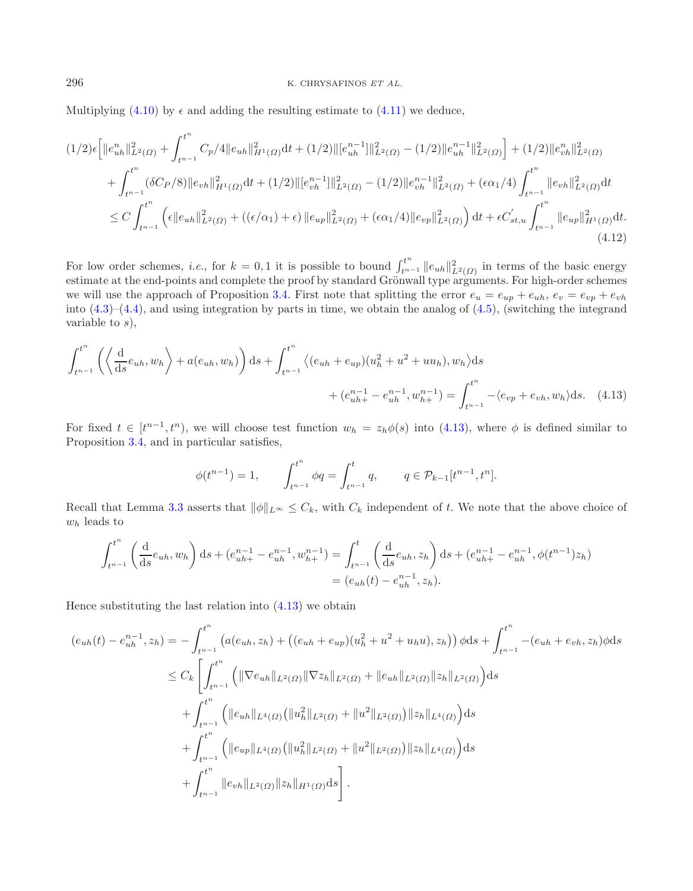Multiplying (4.10) by $\epsilon$ and adding the resulting estimate to (4.11) we deduce,

$$
\begin{aligned}
(1/2)\epsilon\Big[\|e^n_{uh}\|^2_{L^2(\Omega)} &+ \int_{t^{n-1}}^{t^n} C_p/4\|e_{uh}\|^2_{H^1(\Omega)}\mathrm{d}t + (1/2)\|[e^{n-1}_{uh}]\|^2_{L^2(\Omega)} - (1/2)\|e^{n-1}_{uh}\|^2_{L^2(\Omega)}\Big] + (1/2)\|e^n_{vh}\|^2_{L^2(\Omega)} \\
&+ \int_{t^{n-1}}^{t^n}(\delta C_P/8)\|e_{vh}\|^2_{H^1(\Omega)}\mathrm{d}t + (1/2)\|[e^{n-1}_{vh}]\|^2_{L^2(\Omega)} - (1/2)\|e^{n-1}_{vh}\|^2_{L^2(\Omega)} + (\epsilon\alpha_1/4)\int_{t^{n-1}}^{t^n}\|e_{vh}\|^2_{L^2(\Omega)}\mathrm{d}t \\
&\leq C\int_{t^{n-1}}^{t^n}\Big(\epsilon\|e_{uh}\|^2_{L^2(\Omega)} + ((\epsilon/\alpha_1)+\epsilon)\,\|e_{up}\|^2_{L^2(\Omega)} + (\epsilon\alpha_1/4)\|e_{vp}\|^2_{L^2(\Omega)}\Big)\mathrm{d}t + \epsilon C'_{st,u}\int_{t^{n-1}}^{t^n}\|e_{up}\|^2_{H^1(\Omega)}\mathrm{d}t.
\end{aligned}
\tag{4.12}
$$

For low order schemes, *i.e.*, for $k = 0, 1$ it is possible to bound $\int_{t^{n-1}}^{t^n}\|e_{uh}\|^2_{L^2(\Omega)}$ in terms of the basic energy estimate at the end-points and complete the proof by standard Grönwall type arguments. For high-order schemes we will use the approach of Proposition 3.4. First note that splitting the error $e_u = e_{up} + e_{uh}$, $e_v = e_{vp} + e_{vh}$ into (4.3)–(4.4), and using integration by parts in time, we obtain the analog of (4.5), (switching the integrand variable to $s$),

$$
\begin{aligned}
\int_{t^{n-1}}^{t^n}\left(\left\langle\frac{\mathrm{d}}{\mathrm{d}s}e_{uh}, w_h\right\rangle + a(e_{uh}, w_h)\right)\mathrm{d}s &+ \int_{t^{n-1}}^{t^n}\langle(e_{uh}+e_{up})(u_h^2+u^2+uu_h), w_h\rangle\mathrm{d}s \\
&+ (e^{n-1}_{uh+} - e^{n-1}_{uh}, w^{n-1}_{h+}) = \int_{t^{n-1}}^{t^n} -\langle e_{vp} + e_{vh}, w_h\rangle\mathrm{d}s.
\end{aligned}
\tag{4.13}
$$

For fixed $t \in [t^{n-1}, t^n)$, we will choose test function $w_h = z_h\phi(s)$ into (4.13), where $\phi$ is defined similar to Proposition 3.4, and in particular satisfies,

$$
\phi(t^{n-1}) = 1, \qquad \int_{t^{n-1}}^{t^n}\phi q = \int_{t^{n-1}}^{t} q, \qquad q \in \mathcal{P}_{k-1}[t^{n-1}, t^n].
$$

Recall that Lemma 3.3 asserts that $\|\phi\|_{L^\infty} \leq C_k$, with $C_k$ independent of $t$. We note that the above choice of $w_h$ leads to

$$
\begin{aligned}
\int_{t^{n-1}}^{t^n}\left(\frac{\mathrm{d}}{\mathrm{d}s}e_{uh}, w_h\right)\mathrm{d}s + (e^{n-1}_{uh+} - e^{n-1}_{uh}, w^{n-1}_{h+}) &= \int_{t^{n-1}}^{t}\left(\frac{\mathrm{d}}{\mathrm{d}s}e_{uh}, z_h\right)\mathrm{d}s + (e^{n-1}_{uh+} - e^{n-1}_{uh}, \phi(t^{n-1})z_h) \\
&= (e_{uh}(t) - e^{n-1}_{uh}, z_h).
\end{aligned}
$$

Hence substituting the last relation into (4.13) we obtain

$$
\begin{aligned}
(e_{uh}(t) - e^{n-1}_{uh}, z_h) &= -\int_{t^{n-1}}^{t^n}\left(a(e_{uh}, z_h) + \left((e_{uh}+e_{up})(u_h^2+u^2+u_hu), z_h\right)\right)\phi\mathrm{d}s + \int_{t^{n-1}}^{t^n} -(e_{uh}+e_{vh}, z_h)\phi\mathrm{d}s \\
&\leq C_k\Bigg[\int_{t^{n-1}}^{t^n}\Big(\|\nabla e_{uh}\|_{L^2(\Omega)}\|\nabla z_h\|_{L^2(\Omega)} + \|e_{uh}\|_{L^2(\Omega)}\|z_h\|_{L^2(\Omega)}\Big)\mathrm{d}s \\
&\quad + \int_{t^{n-1}}^{t^n}\Big(\|e_{uh}\|_{L^4(\Omega)}\big(\|u_h^2\|_{L^2(\Omega)} + \|u^2\|_{L^2(\Omega)}\big)\|z_h\|_{L^4(\Omega)}\Big)\mathrm{d}s \\
&\quad + \int_{t^{n-1}}^{t^n}\Big(\|e_{up}\|_{L^4(\Omega)}\big(\|u_h^2\|_{L^2(\Omega)} + \|u^2\|_{L^2(\Omega)}\big)\|z_h\|_{L^4(\Omega)}\Big)\mathrm{d}s \\
&\quad + \int_{t^{n-1}}^{t^n}\|e_{vh}\|_{L^2(\Omega)}\|z_h\|_{H^1(\Omega)}\mathrm{d}s\Bigg].
\end{aligned}
$$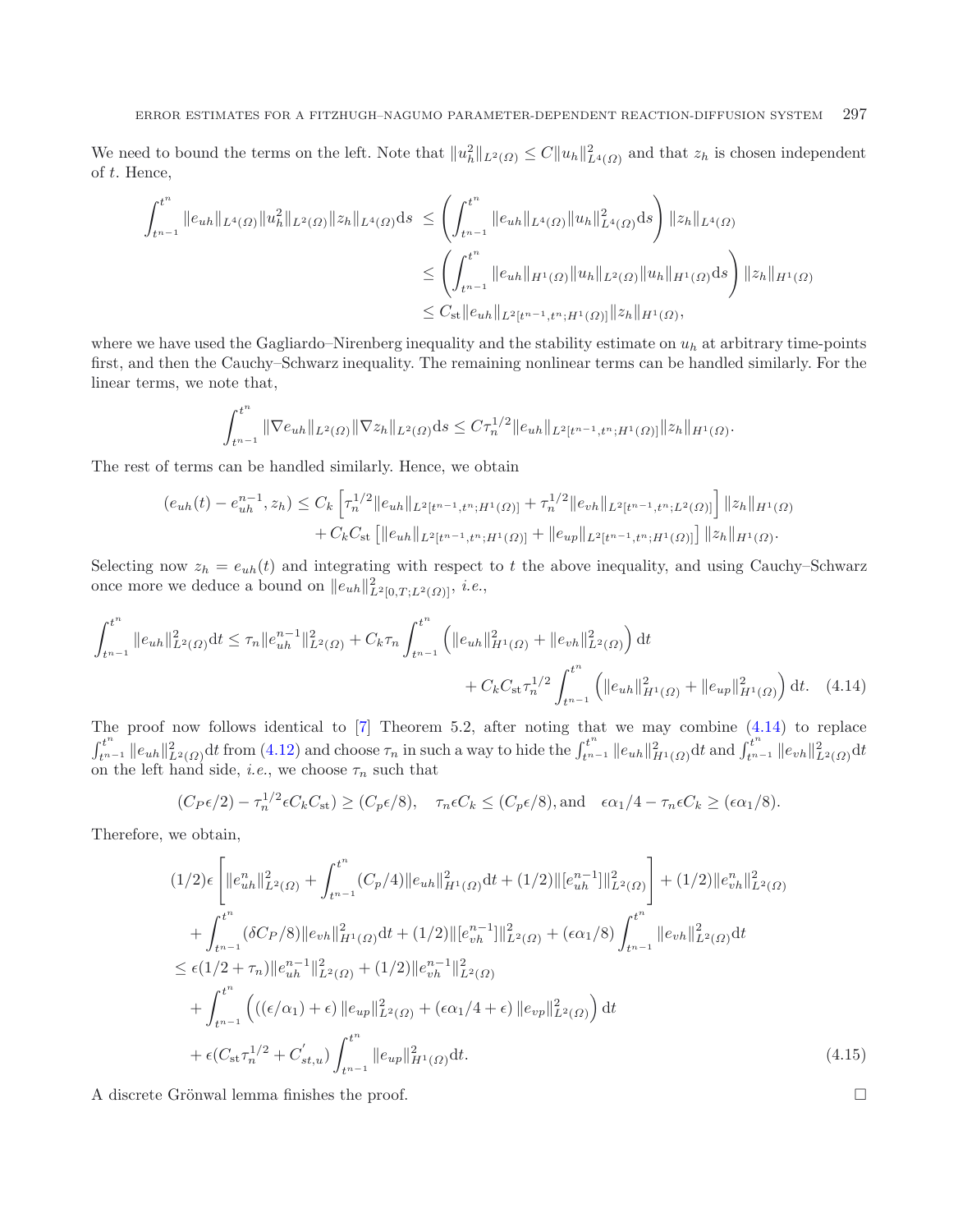We need to bound the terms on the left. Note that $\|u_h^2\|_{L^2(\Omega)} \leq C\|u_h\|^2_{L^4(\Omega)}$ and that $z_h$ is chosen independent of $t$. Hence,

$$
\begin{aligned}
\int_{t^{n-1}}^{t^n} \|e_{uh}\|_{L^4(\Omega)}\|u_h^2\|_{L^2(\Omega)}\|z_h\|_{L^4(\Omega)}\mathrm{d}s &\leq \left(\int_{t^{n-1}}^{t^n} \|e_{uh}\|_{L^4(\Omega)}\|u_h\|^2_{L^4(\Omega)}\mathrm{d}s\right)\|z_h\|_{L^4(\Omega)} \\
&\leq \left(\int_{t^{n-1}}^{t^n} \|e_{uh}\|_{H^1(\Omega)}\|u_h\|_{L^2(\Omega)}\|u_h\|_{H^1(\Omega)}\mathrm{d}s\right)\|z_h\|_{H^1(\Omega)} \\
&\leq C_{\mathrm{st}}\|e_{uh}\|_{L^2[t^{n-1},t^n;H^1(\Omega)]}\|z_h\|_{H^1(\Omega)},
\end{aligned}
$$

where we have used the Gagliardo–Nirenberg inequality and the stability estimate on $u_h$ at arbitrary time-points first, and then the Cauchy–Schwarz inequality. The remaining nonlinear terms can be handled similarly. For the linear terms, we note that,

$$
\int_{t^{n-1}}^{t^n} \|\nabla e_{uh}\|_{L^2(\Omega)}\|\nabla z_h\|_{L^2(\Omega)}\mathrm{d}s \leq C\tau_n^{1/2}\|e_{uh}\|_{L^2[t^{n-1},t^n;H^1(\Omega)]}\|z_h\|_{H^1(\Omega)}.
$$

The rest of terms can be handled similarly. Hence, we obtain

$$
\begin{aligned}
(e_{uh}(t) - e_{uh}^{n-1}, z_h) &\leq C_k\left[\tau_n^{1/2}\|e_{uh}\|_{L^2[t^{n-1},t^n;H^1(\Omega)]} + \tau_n^{1/2}\|e_{vh}\|_{L^2[t^{n-1},t^n;L^2(\Omega)]}\right]\|z_h\|_{H^1(\Omega)} \\
&\quad + C_kC_{\mathrm{st}}\left[\|e_{uh}\|_{L^2[t^{n-1},t^n;H^1(\Omega)]} + \|e_{up}\|_{L^2[t^{n-1},t^n;H^1(\Omega)]}\right]\|z_h\|_{H^1(\Omega)}.
\end{aligned}
$$

Selecting now $z_h = e_{uh}(t)$ and integrating with respect to $t$ the above inequality, and using Cauchy–Schwarz once more we deduce a bound on $\|e_{uh}\|^2_{L^2[0,T;L^2(\Omega)]}$, *i.e.*,

$$
\begin{aligned}
\int_{t^{n-1}}^{t^n} \|e_{uh}\|^2_{L^2(\Omega)}\mathrm{d}t &\leq \tau_n\|e_{uh}^{n-1}\|^2_{L^2(\Omega)} + C_k\tau_n\int_{t^{n-1}}^{t^n}\left(\|e_{uh}\|^2_{H^1(\Omega)} + \|e_{vh}\|^2_{L^2(\Omega)}\right)\mathrm{d}t \\
&\quad + C_kC_{\mathrm{st}}\tau_n^{1/2}\int_{t^{n-1}}^{t^n}\left(\|e_{uh}\|^2_{H^1(\Omega)} + \|e_{up}\|^2_{H^1(\Omega)}\right)\mathrm{d}t. \quad (4.14)
\end{aligned}
$$

The proof now follows identical to [7] Theorem 5.2, after noting that we may combine (4.14) to replace $\int_{t^{n-1}}^{t^n}\|e_{uh}\|^2_{L^2(\Omega)}\mathrm{d}t$ from (4.12) and choose $\tau_n$ in such a way to hide the $\int_{t^{n-1}}^{t^n}\|e_{uh}\|^2_{H^1(\Omega)}\mathrm{d}t$ and $\int_{t^{n-1}}^{t^n}\|e_{vh}\|^2_{L^2(\Omega)}\mathrm{d}t$ on the left hand side, *i.e.*, we choose $\tau_n$ such that

$$
(C_P\epsilon/2) - \tau_n^{1/2}\epsilon C_kC_{\mathrm{st}}) \geq (C_p\epsilon/8), \quad \tau_n\epsilon C_k \leq (C_p\epsilon/8), \text{and} \quad \epsilon\alpha_1/4 - \tau_n\epsilon C_k \geq (\epsilon\alpha_1/8).
$$

Therefore, we obtain,

$$
\begin{aligned}
&(1/2)\epsilon\left[\|e_{uh}^n\|^2_{L^2(\Omega)} + \int_{t^{n-1}}^{t^n}(C_p/4)\|e_{uh}\|^2_{H^1(\Omega)}\mathrm{d}t + (1/2)\|[e_{uh}^{n-1}]\|^2_{L^2(\Omega)}\right] + (1/2)\|e_{vh}^n\|^2_{L^2(\Omega)} \\
&\quad + \int_{t^{n-1}}^{t^n}(\delta C_P/8)\|e_{vh}\|^2_{H^1(\Omega)}\mathrm{d}t + (1/2)\|[e_{vh}^{n-1}]\|^2_{L^2(\Omega)} + (\epsilon\alpha_1/8)\int_{t^{n-1}}^{t^n}\|e_{vh}\|^2_{L^2(\Omega)}\mathrm{d}t \\
&\leq \epsilon(1/2 + \tau_n)\|e_{uh}^{n-1}\|^2_{L^2(\Omega)} + (1/2)\|e_{vh}^{n-1}\|^2_{L^2(\Omega)} \\
&\quad + \int_{t^{n-1}}^{t^n}\left(((\epsilon/\alpha_1) + \epsilon)\|e_{up}\|^2_{L^2(\Omega)} + (\epsilon\alpha_1/4 + \epsilon)\|e_{vp}\|^2_{L^2(\Omega)}\right)\mathrm{d}t \\
&\quad + \epsilon(C_{\mathrm{st}}\tau_n^{1/2} + C'_{st,u})\int_{t^{n-1}}^{t^n}\|e_{up}\|^2_{H^1(\Omega)}\mathrm{d}t. \quad (4.15)
\end{aligned}
$$

A discrete Grönwal lemma finishes the proof. $\square$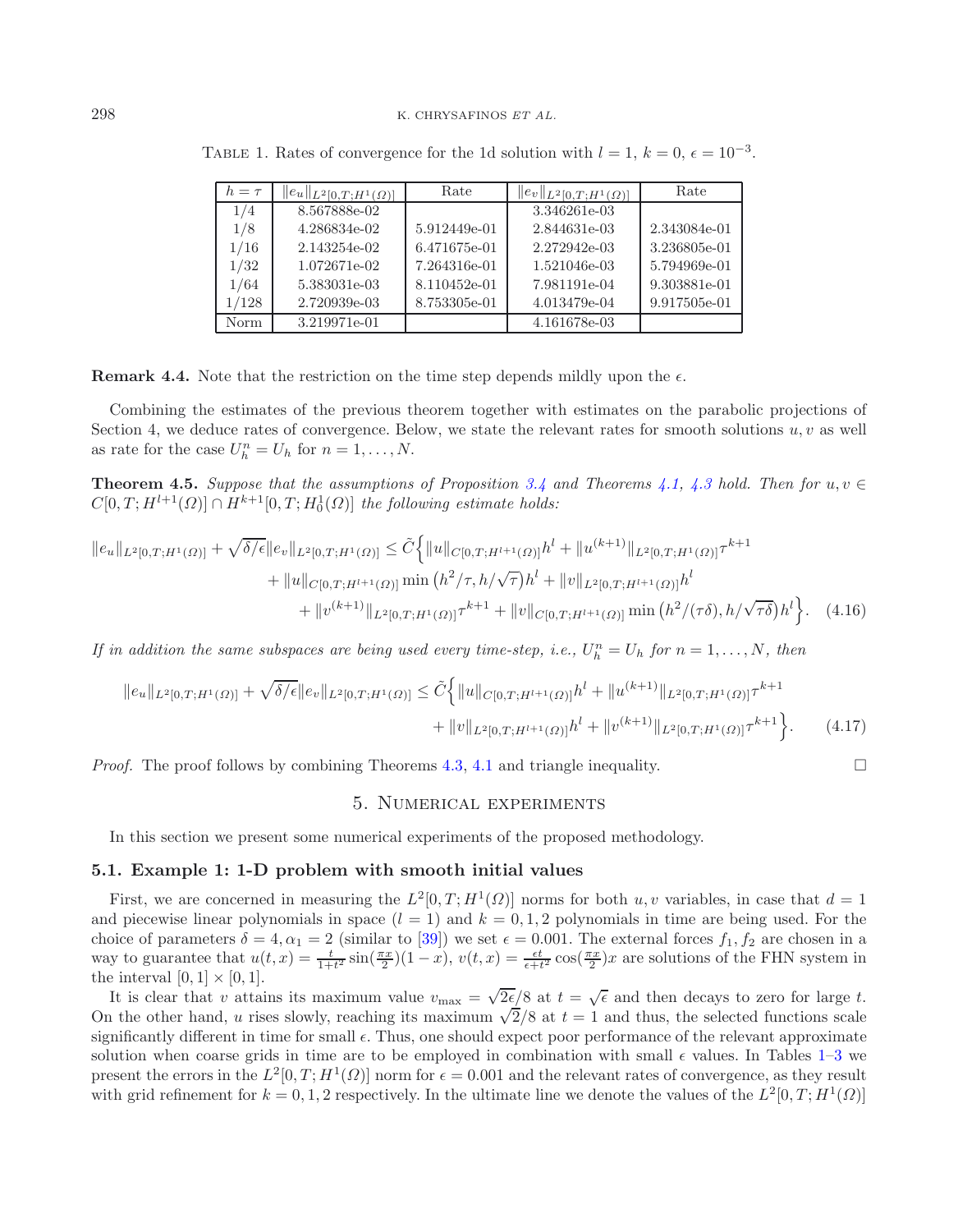Table 1. Rates of convergence for the 1d solution with $l = 1$, $k = 0$, $\epsilon = 10^{-3}$.

| $h = \tau$ | $\|e_u\|_{L^2[0,T;H^1(\Omega)]}$ | Rate | $\|e_v\|_{L^2[0,T;H^1(\Omega)]}$ | Rate |
|---|---|---|---|---|
| 1/4 | 8.567888e-02 | | 3.346261e-03 | |
| 1/8 | 4.286834e-02 | 5.912449e-01 | 2.844631e-03 | 2.343084e-01 |
| 1/16 | 2.143254e-02 | 6.471675e-01 | 2.272942e-03 | 3.236805e-01 |
| 1/32 | 1.072671e-02 | 7.264316e-01 | 1.521046e-03 | 5.794969e-01 |
| 1/64 | 5.383031e-03 | 8.110452e-01 | 7.981191e-04 | 9.303881e-01 |
| 1/128 | 2.720939e-03 | 8.753305e-01 | 4.013479e-04 | 9.917505e-01 |
| Norm | 3.219971e-01 | | 4.161678e-03 | |

**Remark 4.4.** Note that the restriction on the time step depends mildly upon the $\epsilon$.

Combining the estimates of the previous theorem together with estimates on the parabolic projections of Section 4, we deduce rates of convergence. Below, we state the relevant rates for smooth solutions $u, v$ as well as rate for the case $U_h^n = U_h$ for $n = 1, \ldots, N$.

**Theorem 4.5.** *Suppose that the assumptions of Proposition 3.4 and Theorems 4.1, 4.3 hold. Then for $u, v \in C[0,T;H^{l+1}(\Omega)] \cap H^{k+1}[0,T;H_0^1(\Omega)]$ the following estimate holds:*

$$\begin{aligned}\|e_u\|_{L^2[0,T;H^1(\Omega)]} + \sqrt{\delta/\epsilon}\|e_v\|_{L^2[0,T;H^1(\Omega)]} \leq \tilde{C}\Big\{&\|u\|_{C[0,T;H^{l+1}(\Omega)]}h^l + \|u^{(k+1)}\|_{L^2[0,T;H^1(\Omega)]}\tau^{k+1} \\ &+ \|u\|_{C[0,T;H^{l+1}(\Omega)]}\min\left(h^2/\tau, h/\sqrt{\tau}\right)h^l + \|v\|_{L^2[0,T;H^{l+1}(\Omega)]}h^l \\ &+ \|v^{(k+1)}\|_{L^2[0,T;H^1(\Omega)]}\tau^{k+1} + \|v\|_{C[0,T;H^{l+1}(\Omega)]}\min\left(h^2/(\tau\delta), h/\sqrt{\tau\delta}\right)h^l\Big\}. \quad (4.16)\end{aligned}$$

*If in addition the same subspaces are being used every time-step, i.e., $U_h^n = U_h$ for $n = 1, \ldots, N$, then*

$$\begin{aligned}\|e_u\|_{L^2[0,T;H^1(\Omega)]} + \sqrt{\delta/\epsilon}\|e_v\|_{L^2[0,T;H^1(\Omega)]} \leq \tilde{C}\Big\{&\|u\|_{C[0,T;H^{l+1}(\Omega)]}h^l + \|u^{(k+1)}\|_{L^2[0,T;H^1(\Omega)]}\tau^{k+1} \\ &+ \|v\|_{L^2[0,T;H^{l+1}(\Omega)]}h^l + \|v^{(k+1)}\|_{L^2[0,T;H^1(\Omega)]}\tau^{k+1}\Big\}. \quad (4.17)\end{aligned}$$

*Proof.* The proof follows by combining Theorems 4.3, 4.1 and triangle inequality. □

## 5. Numerical experiments

In this section we present some numerical experiments of the proposed methodology.

### 5.1. Example 1: 1-D problem with smooth initial values

First, we are concerned in measuring the $L^2[0,T;H^1(\Omega)]$ norms for both $u, v$ variables, in case that $d = 1$ and piecewise linear polynomials in space ($l = 1$) and $k = 0, 1, 2$ polynomials in time are being used. For the choice of parameters $\delta = 4, \alpha_1 = 2$ (similar to [39]) we set $\epsilon = 0.001$. The external forces $f_1, f_2$ are chosen in a way to guarantee that $u(t,x) = \frac{t}{1+t^2}\sin(\frac{\pi x}{2})(1-x)$, $v(t,x) = \frac{\epsilon t}{\epsilon + t^2}\cos(\frac{\pi x}{2})x$ are solutions of the FHN system in the interval $[0,1] \times [0,1]$.

It is clear that $v$ attains its maximum value $v_{\max} = \sqrt{2\epsilon}/8$ at $t = \sqrt{\epsilon}$ and then decays to zero for large $t$. On the other hand, $u$ rises slowly, reaching its maximum $\sqrt{2}/8$ at $t = 1$ and thus, the selected functions scale significantly different in time for small $\epsilon$. Thus, one should expect poor performance of the relevant approximate solution when coarse grids in time are to be employed in combination with small $\epsilon$ values. In Tables 1–3 we present the errors in the $L^2[0,T;H^1(\Omega)]$ norm for $\epsilon = 0.001$ and the relevant rates of convergence, as they result with grid refinement for $k = 0, 1, 2$ respectively. In the ultimate line we denote the values of the $L^2[0,T;H^1(\Omega)]$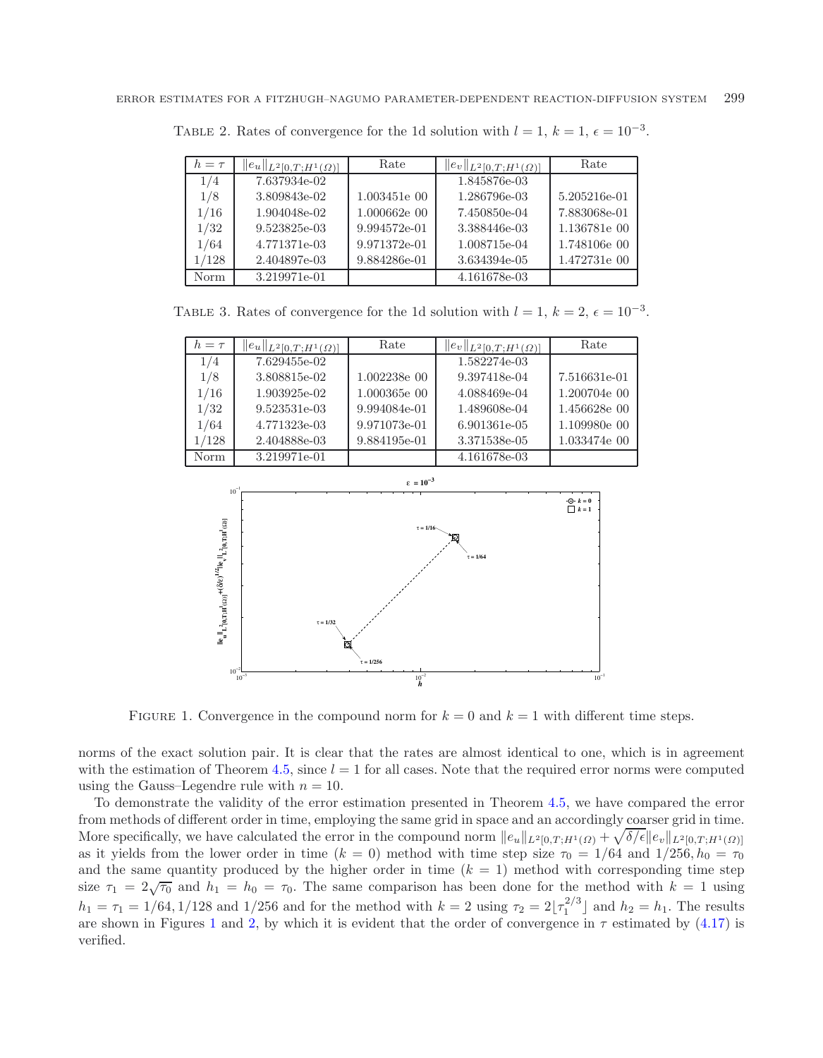TABLE 2. Rates of convergence for the 1d solution with $l = 1$, $k = 1$, $\epsilon = 10^{-3}$.

| $h = \tau$ | $\|e_u\|_{L^2[0,T;H^1(\Omega)]}$ | Rate | $\|e_v\|_{L^2[0,T;H^1(\Omega)]}$ | Rate |
|---|---|---|---|---|
| $1/4$ | 7.637934e-02 | | 1.845876e-03 | |
| $1/8$ | 3.809843e-02 | 1.003451e 00 | 1.286796e-03 | 5.205216e-01 |
| $1/16$ | 1.904048e-02 | 1.000662e 00 | 7.450850e-04 | 7.883068e-01 |
| $1/32$ | 9.523825e-03 | 9.994572e-01 | 3.388446e-03 | 1.136781e 00 |
| $1/64$ | 4.771371e-03 | 9.971372e-01 | 1.008715e-04 | 1.748106e 00 |
| $1/128$ | 2.404897e-03 | 9.884286e-01 | 3.634394e-05 | 1.472731e 00 |
| Norm | 3.219971e-01 | | 4.161678e-03 | |

TABLE 3. Rates of convergence for the 1d solution with $l = 1$, $k = 2$, $\epsilon = 10^{-3}$.

| $h = \tau$ | $\|e_u\|_{L^2[0,T;H^1(\Omega)]}$ | Rate | $\|e_v\|_{L^2[0,T;H^1(\Omega)]}$ | Rate |
|---|---|---|---|---|
| $1/4$ | 7.629455e-02 | | 1.582274e-03 | |
| $1/8$ | 3.808815e-02 | 1.002238e 00 | 9.397418e-04 | 7.516631e-01 |
| $1/16$ | 1.903925e-02 | 1.000365e 00 | 4.088469e-04 | 1.200704e 00 |
| $1/32$ | 9.523531e-03 | 9.994084e-01 | 1.489608e-04 | 1.456628e 00 |
| $1/64$ | 4.771323e-03 | 9.971073e-01 | 6.901361e-05 | 1.109980e 00 |
| $1/128$ | 2.404888e-03 | 9.884195e-01 | 3.371538e-05 | 1.033474e 00 |
| Norm | 3.219971e-01 | | 4.161678e-03 | |

FIGURE 1. Convergence in the compound norm for $k = 0$ and $k = 1$ with different time steps.

norms of the exact solution pair. It is clear that the rates are almost identical to one, which is in agreement with the estimation of Theorem 4.5, since $l = 1$ for all cases. Note that the required error norms were computed using the Gauss–Legendre rule with $n = 10$.

To demonstrate the validity of the error estimation presented in Theorem 4.5, we have compared the error from methods of different order in time, employing the same grid in space and an accordingly coarser grid in time. More specifically, we have calculated the error in the compound norm $\|e_u\|_{L^2[0,T;H^1(\Omega)} + \sqrt{\delta/\epsilon}\|e_v\|_{L^2[0,T;H^1(\Omega)]}$ as it yields from the lower order in time ($k = 0$) method with time step size $\tau_0 = 1/64$ and $1/256, h_0 = \tau_0$ and the same quantity produced by the higher order in time ($k = 1$) method with corresponding time step size $\tau_1 = 2\sqrt{\tau_0}$ and $h_1 = h_0 = \tau_0$. The same comparison has been done for the method with $k = 1$ using $h_1 = \tau_1 = 1/64, 1/128$ and $1/256$ and for the method with $k = 2$ using $\tau_2 = 2\lfloor\tau_1^{2/3}\rfloor$ and $h_2 = h_1$. The results are shown in Figures 1 and 2, by which it is evident that the order of convergence in $\tau$ estimated by (4.17) is verified.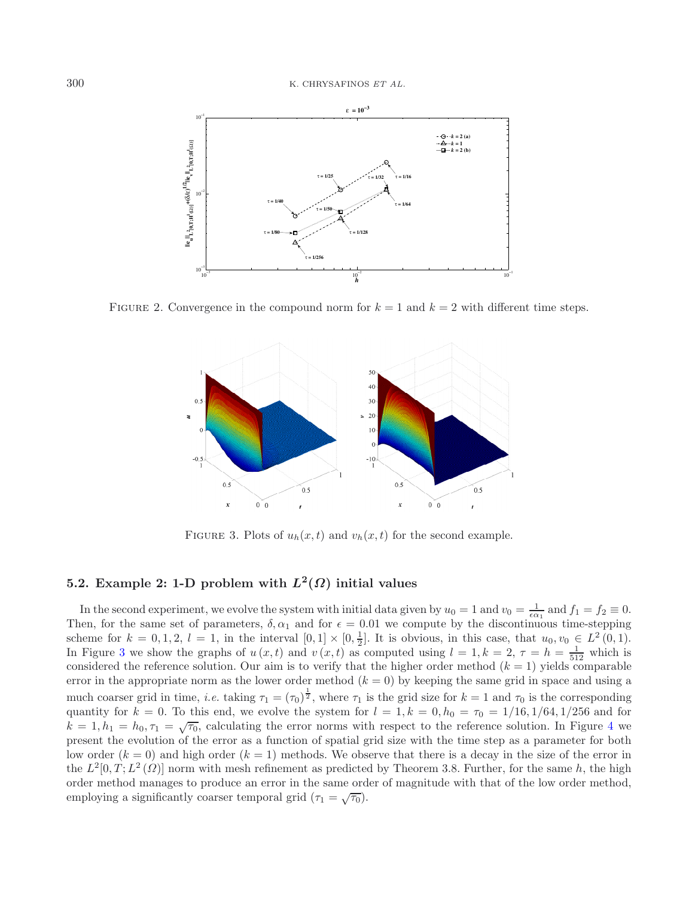FIGURE 2. Convergence in the compound norm for $k = 1$ and $k = 2$ with different time steps.

FIGURE 3. Plots of $u_h(x,t)$ and $v_h(x,t)$ for the second example.

### 5.2. Example 2: 1-D problem with $L^2(\Omega)$ initial values

In the second experiment, we evolve the system with initial data given by $u_0 = 1$ and $v_0 = \frac{1}{\epsilon\alpha_1}$ and $f_1 = f_2 \equiv 0$. Then, for the same set of parameters, $\delta, \alpha_1$ and for $\epsilon = 0.01$ we compute by the discontinuous time-stepping scheme for $k = 0, 1, 2$, $l = 1$, in the interval $[0,1] \times [0, \frac{1}{2}]$. It is obvious, in this case, that $u_0, v_0 \in L^2(0,1)$. In Figure 3 we show the graphs of $u(x,t)$ and $v(x,t)$ as computed using $l = 1, k = 2$, $\tau = h = \frac{1}{512}$ which is considered the reference solution. Our aim is to verify that the higher order method ($k = 1$) yields comparable error in the appropriate norm as the lower order method ($k = 0$) by keeping the same grid in space and using a much coarser grid in time, *i.e.* taking $\tau_1 = (\tau_0)^{\frac{1}{2}}$, where $\tau_1$ is the grid size for $k = 1$ and $\tau_0$ is the corresponding quantity for $k = 0$. To this end, we evolve the system for $l = 1, k = 0, h_0 = \tau_0 = 1/16, 1/64, 1/256$ and for $k = 1, h_1 = h_0, \tau_1 = \sqrt{\tau_0}$, calculating the error norms with respect to the reference solution. In Figure 4 we present the evolution of the error as a function of spatial grid size with the time step as a parameter for both low order ($k = 0$) and high order ($k = 1$) methods. We observe that there is a decay in the size of the error in the $L^2[0,T; L^2(\Omega)]$ norm with mesh refinement as predicted by Theorem 3.8. Further, for the same $h$, the high order method manages to produce an error in the same order of magnitude with that of the low order method, employing a significantly coarser temporal grid ($\tau_1 = \sqrt{\tau_0}$).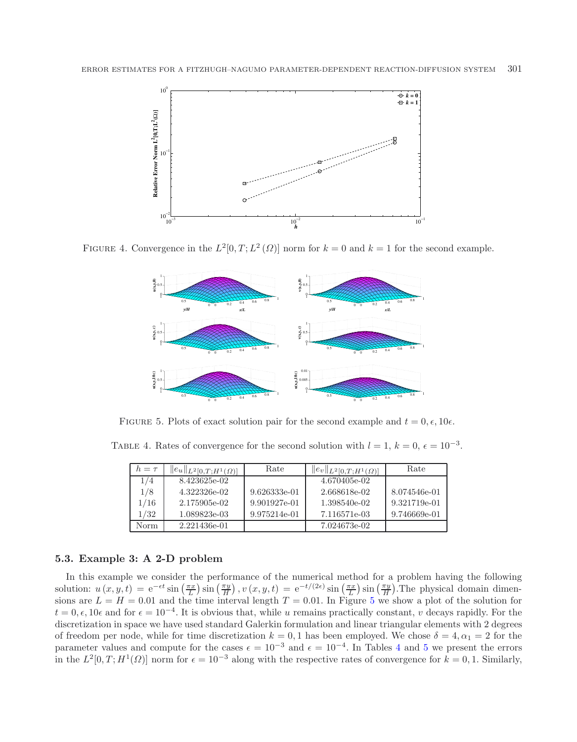Figure 4. Convergence in the $L^2[0,T;L^2(\Omega)]$ norm for $k=0$ and $k=1$ for the second example.

Figure 5. Plots of exact solution pair for the second example and $t=0,\epsilon,10\epsilon$.

Table 4. Rates of convergence for the second solution with $l=1$, $k=0$, $\epsilon=10^{-3}$.

| $h=\tau$ | $\Vert e_u\Vert_{L^2[0,T;H^1(\Omega)]}$ | Rate | $\Vert e_v\Vert_{L^2[0,T;H^1(\Omega)]}$ | Rate |
|---|---|---|---|---|
| 1/4 | 8.423625e-02 | | 4.670405e-02 | |
| 1/8 | 4.322326e-02 | 9.626333e-01 | 2.668618e-02 | 8.074546e-01 |
| 1/16 | 2.175905e-02 | 9.901927e-01 | 1.398540e-02 | 9.321719e-01 |
| 1/32 | 1.089823e-03 | 9.975214e-01 | 7.116571e-03 | 9.746669e-01 |
| Norm | 2.221436e-01 | | 7.024673e-02 | |

### 5.3. Example 3: A 2-D problem

In this example we consider the performance of the numerical method for a problem having the following solution: $u(x,y,t) = \mathrm{e}^{-\epsilon t}\sin\left(\frac{\pi x}{L}\right)\sin\left(\frac{\pi y}{H}\right)$, $v(x,y,t) = \mathrm{e}^{-t/(2\epsilon)}\sin\left(\frac{\pi x}{L}\right)\sin\left(\frac{\pi y}{H}\right)$.The physical domain dimensions are $L=H=0.01$ and the time interval length $T=0.01$. In Figure 5 we show a plot of the solution for $t=0,\epsilon,10\epsilon$ and for $\epsilon=10^{-4}$. It is obvious that, while $u$ remains practically constant, $v$ decays rapidly. For the discretization in space we have used standard Galerkin formulation and linear triangular elements with 2 degrees of freedom per node, while for time discretization $k=0,1$ has been employed. We chose $\delta=4,\alpha_1=2$ for the parameter values and compute for the cases $\epsilon=10^{-3}$ and $\epsilon=10^{-4}$. In Tables 4 and 5 we present the errors in the $L^2[0,T;H^1(\Omega)]$ norm for $\epsilon=10^{-3}$ along with the respective rates of convergence for $k=0,1$. Similarly,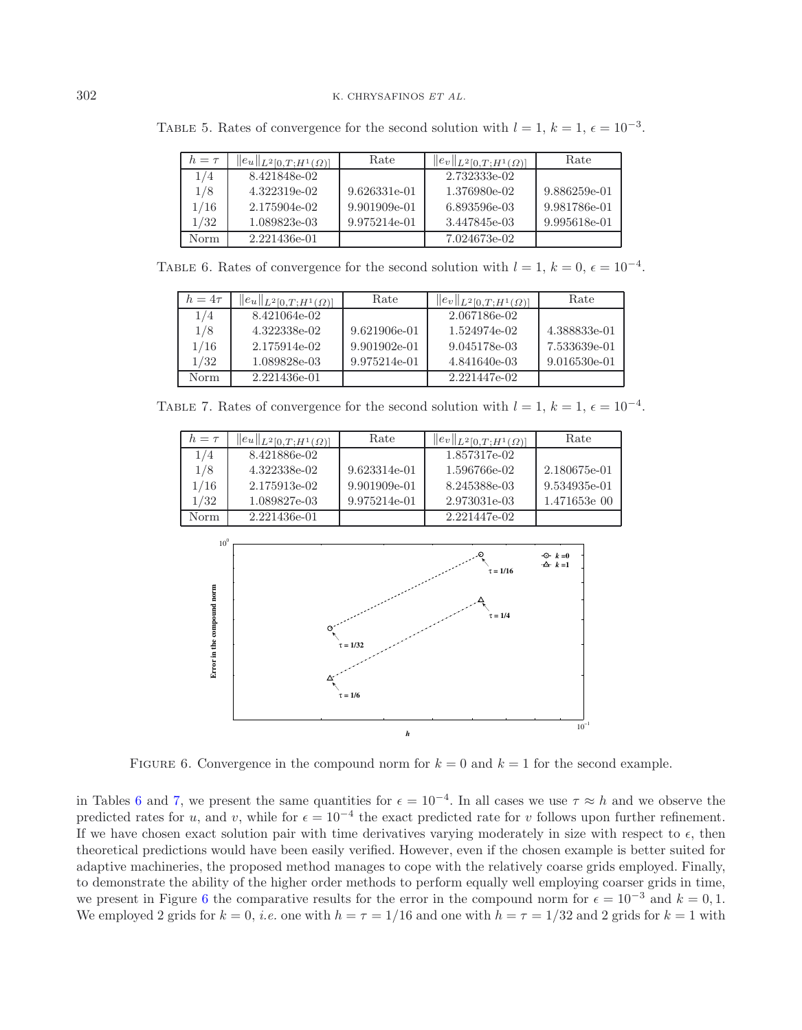TABLE 5. Rates of convergence for the second solution with $l = 1$, $k = 1$, $\epsilon = 10^{-3}$.

| $h = \tau$ | $\|e_u\|_{L^2[0,T;H^1(\Omega)]}$ | Rate | $\|e_v\|_{L^2[0,T;H^1(\Omega)]}$ | Rate |
|---|---|---|---|---|
| 1/4 | 8.421848e-02 | | 2.732333e-02 | |
| 1/8 | 4.322319e-02 | 9.626331e-01 | 1.376980e-02 | 9.886259e-01 |
| 1/16 | 2.175904e-02 | 9.901909e-01 | 6.893596e-03 | 9.981786e-01 |
| 1/32 | 1.089823e-03 | 9.975214e-01 | 3.447845e-03 | 9.995618e-01 |
| Norm | 2.221436e-01 | | 7.024673e-02 | |

TABLE 6. Rates of convergence for the second solution with $l = 1$, $k = 0$, $\epsilon = 10^{-4}$.

| $h = 4\tau$ | $\|e_u\|_{L^2[0,T;H^1(\Omega)]}$ | Rate | $\|e_v\|_{L^2[0,T;H^1(\Omega)]}$ | Rate |
|---|---|---|---|---|
| 1/4 | 8.421064e-02 | | 2.067186e-02 | |
| 1/8 | 4.322338e-02 | 9.621906e-01 | 1.524974e-02 | 4.388833e-01 |
| 1/16 | 2.175914e-02 | 9.901902e-01 | 9.045178e-03 | 7.533639e-01 |
| 1/32 | 1.089828e-03 | 9.975214e-01 | 4.841640e-03 | 9.016530e-01 |
| Norm | 2.221436e-01 | | 2.221447e-02 | |

TABLE 7. Rates of convergence for the second solution with $l = 1$, $k = 1$, $\epsilon = 10^{-4}$.

| $h = \tau$ | $\|e_u\|_{L^2[0,T;H^1(\Omega)]}$ | Rate | $\|e_v\|_{L^2[0,T;H^1(\Omega)]}$ | Rate |
|---|---|---|---|---|
| 1/4 | 8.421886e-02 | | 1.857317e-02 | |
| 1/8 | 4.322338e-02 | 9.623314e-01 | 1.596766e-02 | 2.180675e-01 |
| 1/16 | 2.175913e-02 | 9.901909e-01 | 8.245388e-03 | 9.534935e-01 |
| 1/32 | 1.089827e-03 | 9.975214e-01 | 2.973031e-03 | 1.471653e 00 |
| Norm | 2.221436e-01 | | 2.221447e-02 | |

FIGURE 6. Convergence in the compound norm for $k = 0$ and $k = 1$ for the second example.

in Tables 6 and 7, we present the same quantities for $\epsilon = 10^{-4}$. In all cases we use $\tau \approx h$ and we observe the predicted rates for $u$, and $v$, while for $\epsilon = 10^{-4}$ the exact predicted rate for $v$ follows upon further refinement. If we have chosen exact solution pair with time derivatives varying moderately in size with respect to $\epsilon$, then theoretical predictions would have been easily verified. However, even if the chosen example is better suited for adaptive machineries, the proposed method manages to cope with the relatively coarse grids employed. Finally, to demonstrate the ability of the higher order methods to perform equally well employing coarser grids in time, we present in Figure 6 the comparative results for the error in the compound norm for $\epsilon = 10^{-3}$ and $k = 0, 1$. We employed 2 grids for $k = 0$, *i.e.* one with $h = \tau = 1/16$ and one with $h = \tau = 1/32$ and 2 grids for $k = 1$ with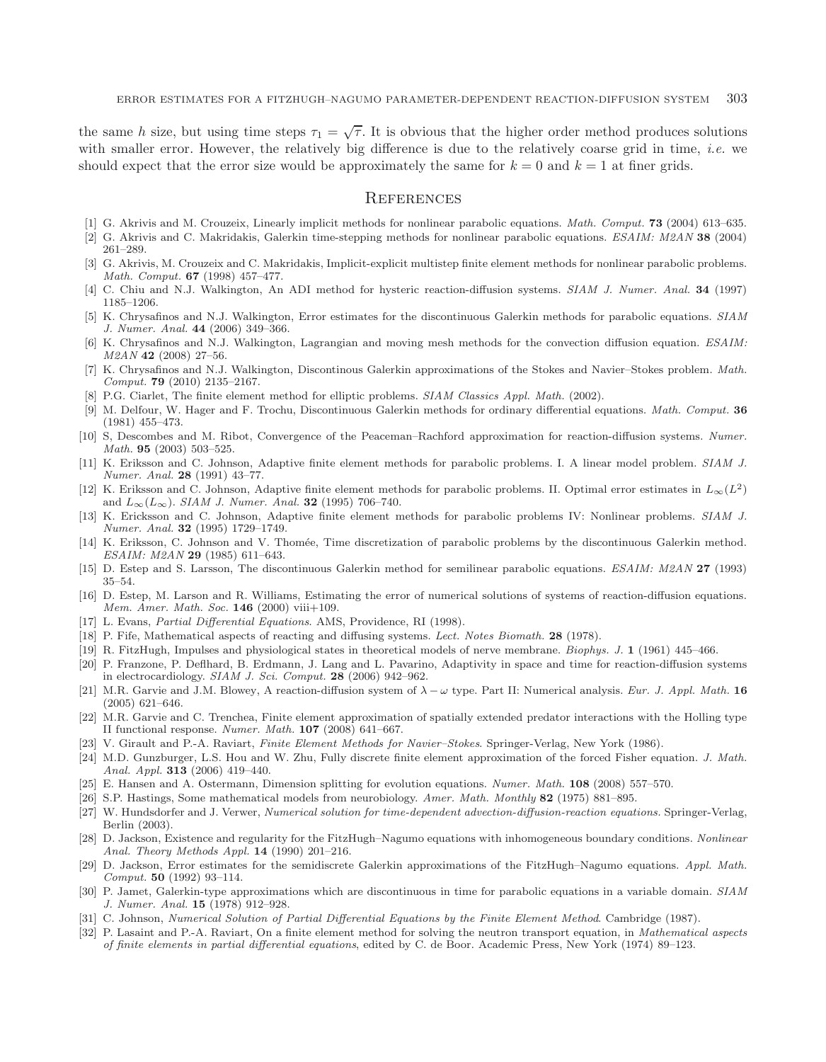the same $h$ size, but using time steps $\tau_1 = \sqrt{\tau}$. It is obvious that the higher order method produces solutions with smaller error. However, the relatively big difference is due to the relatively coarse grid in time, *i.e.* we should expect that the error size would be approximately the same for $k = 0$ and $k = 1$ at finer grids.

## References

[1] G. Akrivis and M. Crouzeix, Linearly implicit methods for nonlinear parabolic equations. *Math. Comput.* **73** (2004) 613–635.

[2] G. Akrivis and C. Makridakis, Galerkin time-stepping methods for nonlinear parabolic equations. *ESAIM: M2AN* **38** (2004) 261–289.

[3] G. Akrivis, M. Crouzeix and C. Makridakis, Implicit-explicit multistep finite element methods for nonlinear parabolic problems. *Math. Comput.* **67** (1998) 457–477.

[4] C. Chiu and N.J. Walkington, An ADI method for hysteric reaction-diffusion systems. *SIAM J. Numer. Anal.* **34** (1997) 1185–1206.

[5] K. Chrysafinos and N.J. Walkington, Error estimates for the discontinuous Galerkin methods for parabolic equations. *SIAM J. Numer. Anal.* **44** (2006) 349–366.

[6] K. Chrysafinos and N.J. Walkington, Lagrangian and moving mesh methods for the convection diffusion equation. *ESAIM: M2AN* **42** (2008) 27–56.

[7] K. Chrysafinos and N.J. Walkington, Discontinous Galerkin approximations of the Stokes and Navier–Stokes problem. *Math. Comput.* **79** (2010) 2135–2167.

[8] P.G. Ciarlet, The finite element method for elliptic problems. *SIAM Classics Appl. Math.* (2002).

[9] M. Delfour, W. Hager and F. Trochu, Discontinuous Galerkin methods for ordinary differential equations. *Math. Comput.* **36** (1981) 455–473.

[10] S, Descombes and M. Ribot, Convergence of the Peaceman–Rachford approximation for reaction-diffusion systems. *Numer. Math.* **95** (2003) 503–525.

[11] K. Eriksson and C. Johnson, Adaptive finite element methods for parabolic problems. I. A linear model problem. *SIAM J. Numer. Anal.* **28** (1991) 43–77.

[12] K. Eriksson and C. Johnson, Adaptive finite element methods for parabolic problems. II. Optimal error estimates in $L_\infty(L^2)$ and $L_\infty(L_\infty)$. *SIAM J. Numer. Anal.* **32** (1995) 706–740.

[13] K. Ericksson and C. Johnson, Adaptive finite element methods for parabolic problems IV: Nonlinear problems. *SIAM J. Numer. Anal.* **32** (1995) 1729–1749.

[14] K. Eriksson, C. Johnson and V. Thomée, Time discretization of parabolic problems by the discontinuous Galerkin method. *ESAIM: M2AN* **29** (1985) 611–643.

[15] D. Estep and S. Larsson, The discontinuous Galerkin method for semilinear parabolic equations. *ESAIM: M2AN* **27** (1993) 35–54.

[16] D. Estep, M. Larson and R. Williams, Estimating the error of numerical solutions of systems of reaction-diffusion equations. *Mem. Amer. Math. Soc.* **146** (2000) viii+109.

[17] L. Evans, *Partial Differential Equations*. AMS, Providence, RI (1998).

[18] P. Fife, Mathematical aspects of reacting and diffusing systems. *Lect. Notes Biomath.* **28** (1978).

[19] R. FitzHugh, Impulses and physiological states in theoretical models of nerve membrane. *Biophys. J.* **1** (1961) 445–466.

[20] P. Franzone, P. Deflhard, B. Erdmann, J. Lang and L. Pavarino, Adaptivity in space and time for reaction-diffusion systems in electrocardiology. *SIAM J. Sci. Comput.* **28** (2006) 942–962.

[21] M.R. Garvie and J.M. Blowey, A reaction-diffusion system of $\lambda - \omega$ type. Part II: Numerical analysis. *Eur. J. Appl. Math.* **16** (2005) 621–646.

[22] M.R. Garvie and C. Trenchea, Finite element approximation of spatially extended predator interactions with the Holling type II functional response. *Numer. Math.* **107** (2008) 641–667.

[23] V. Girault and P.-A. Raviart, *Finite Element Methods for Navier–Stokes*. Springer-Verlag, New York (1986).

[24] M.D. Gunzburger, L.S. Hou and W. Zhu, Fully discrete finite element approximation of the forced Fisher equation. *J. Math. Anal. Appl.* **313** (2006) 419–440.

[25] E. Hansen and A. Ostermann, Dimension splitting for evolution equations. *Numer. Math.* **108** (2008) 557–570.

[26] S.P. Hastings, Some mathematical models from neurobiology. *Amer. Math. Monthly* **82** (1975) 881–895.

[27] W. Hundsdorfer and J. Verwer, *Numerical solution for time-dependent advection-diffusion-reaction equations*. Springer-Verlag, Berlin (2003).

[28] D. Jackson, Existence and regularity for the FitzHugh–Nagumo equations with inhomogeneous boundary conditions. *Nonlinear Anal. Theory Methods Appl.* **14** (1990) 201–216.

[29] D. Jackson, Error estimates for the semidiscrete Galerkin approximations of the FitzHugh–Nagumo equations. *Appl. Math. Comput.* **50** (1992) 93–114.

[30] P. Jamet, Galerkin-type approximations which are discontinuous in time for parabolic equations in a variable domain. *SIAM J. Numer. Anal.* **15** (1978) 912–928.

[31] C. Johnson, *Numerical Solution of Partial Differential Equations by the Finite Element Method*. Cambridge (1987).

[32] P. Lasaint and P.-A. Raviart, On a finite element method for solving the neutron transport equation, in *Mathematical aspects of finite elements in partial differential equations*, edited by C. de Boor. Academic Press, New York (1974) 89–123.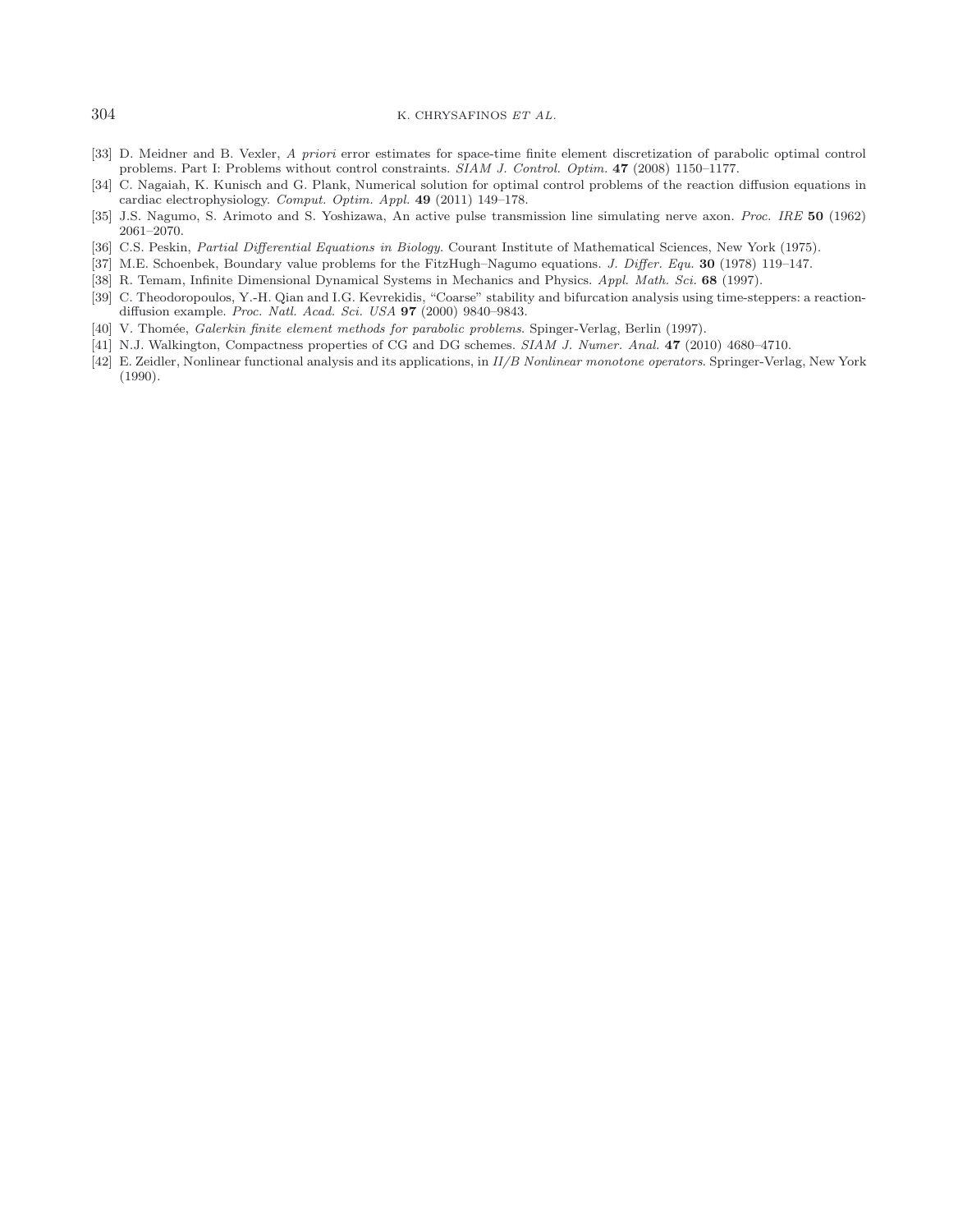- [33] D. Meidner and B. Vexler, *A priori* error estimates for space-time finite element discretization of parabolic optimal control problems. Part I: Problems without control constraints. *SIAM J. Control. Optim.* **47** (2008) 1150–1177.
- [34] C. Nagaiah, K. Kunisch and G. Plank, Numerical solution for optimal control problems of the reaction diffusion equations in cardiac electrophysiology. *Comput. Optim. Appl.* **49** (2011) 149–178.
- [35] J.S. Nagumo, S. Arimoto and S. Yoshizawa, An active pulse transmission line simulating nerve axon. *Proc. IRE* **50** (1962) 2061–2070.
- [36] C.S. Peskin, *Partial Differential Equations in Biology*. Courant Institute of Mathematical Sciences, New York (1975).
- [37] M.E. Schoenbek, Boundary value problems for the FitzHugh–Nagumo equations. *J. Differ. Equ.* **30** (1978) 119–147.
- [38] R. Temam, Infinite Dimensional Dynamical Systems in Mechanics and Physics. *Appl. Math. Sci.* **68** (1997).
- [39] C. Theodoropoulos, Y.-H. Qian and I.G. Kevrekidis, "Coarse" stability and bifurcation analysis using time-steppers: a reaction-diffusion example. *Proc. Natl. Acad. Sci. USA* **97** (2000) 9840–9843.
- [40] V. Thomée, *Galerkin finite element methods for parabolic problems*. Spinger-Verlag, Berlin (1997).
- [41] N.J. Walkington, Compactness properties of CG and DG schemes. *SIAM J. Numer. Anal.* **47** (2010) 4680–4710.
- [42] E. Zeidler, Nonlinear functional analysis and its applications, in *II/B Nonlinear monotone operators*. Springer-Verlag, New York (1990).